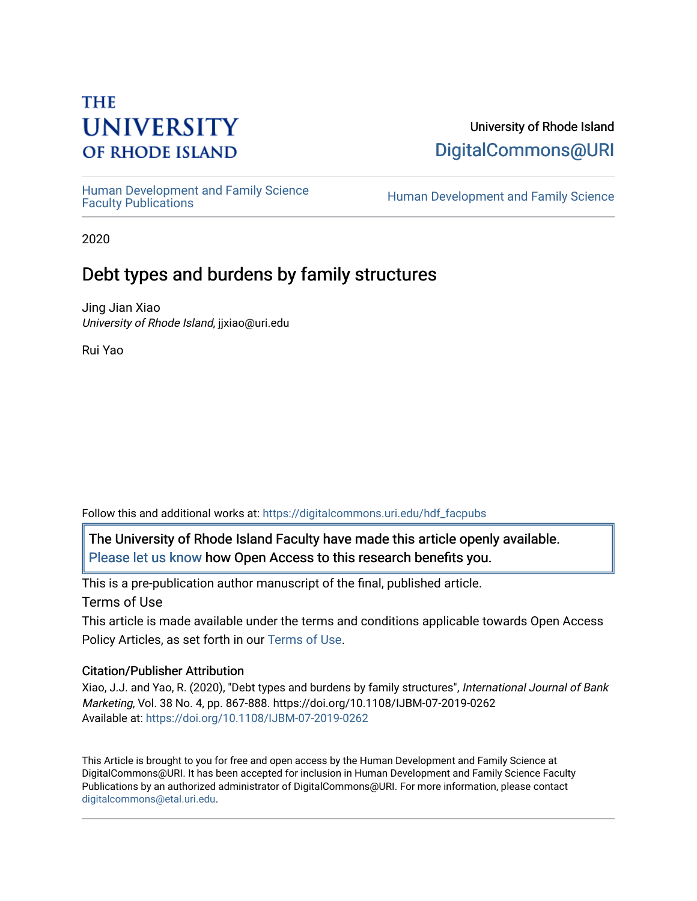THE UNIVERSITY OF RHODE ISLAND

University of Rhode Island
DigitalCommons@URI

Human Development and Family Science Faculty Publications

Human Development and Family Science

2020

# Debt types and burdens by family structures

Jing Jian Xiao
*University of Rhode Island*, jjxiao@uri.edu

Rui Yao

Follow this and additional works at: https://digitalcommons.uri.edu/hdf_facpubs

The University of Rhode Island Faculty have made this article openly available. Please let us know how Open Access to this research benefits you.

This is a pre-publication author manuscript of the final, published article.

Terms of Use

This article is made available under the terms and conditions applicable towards Open Access Policy Articles, as set forth in our Terms of Use.

## Citation/Publisher Attribution

Xiao, J.J. and Yao, R. (2020), "Debt types and burdens by family structures", *International Journal of Bank Marketing*, Vol. 38 No. 4, pp. 867-888. https://doi.org/10.1108/IJBM-07-2019-0262
Available at: https://doi.org/10.1108/IJBM-07-2019-0262

This Article is brought to you for free and open access by the Human Development and Family Science at DigitalCommons@URI. It has been accepted for inclusion in Human Development and Family Science Faculty Publications by an authorized administrator of DigitalCommons@URI. For more information, please contact digitalcommons@etal.uri.edu.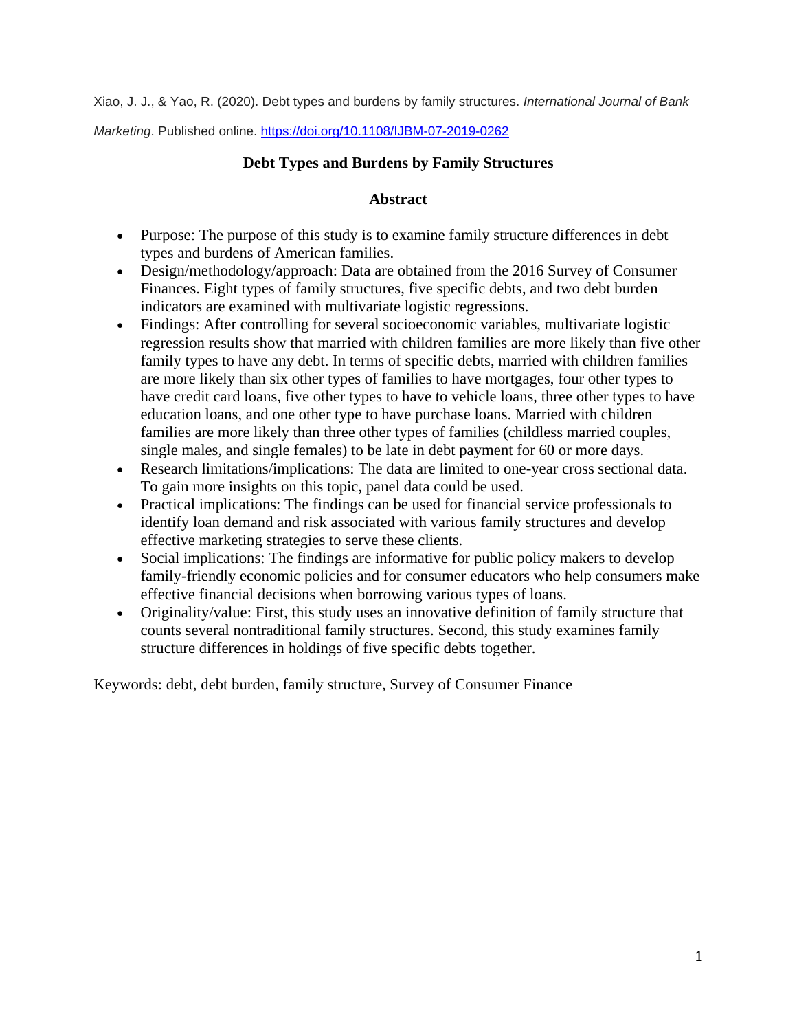Xiao, J. J., & Yao, R. (2020). Debt types and burdens by family structures. *International Journal of Bank Marketing*. Published online. https://doi.org/10.1108/IJBM-07-2019-0262

## Debt Types and Burdens by Family Structures

### Abstract

- Purpose: The purpose of this study is to examine family structure differences in debt types and burdens of American families.
- Design/methodology/approach: Data are obtained from the 2016 Survey of Consumer Finances. Eight types of family structures, five specific debts, and two debt burden indicators are examined with multivariate logistic regressions.
- Findings: After controlling for several socioeconomic variables, multivariate logistic regression results show that married with children families are more likely than five other family types to have any debt. In terms of specific debts, married with children families are more likely than six other types of families to have mortgages, four other types to have credit card loans, five other types to have to vehicle loans, three other types to have education loans, and one other type to have purchase loans. Married with children families are more likely than three other types of families (childless married couples, single males, and single females) to be late in debt payment for 60 or more days.
- Research limitations/implications: The data are limited to one-year cross sectional data. To gain more insights on this topic, panel data could be used.
- Practical implications: The findings can be used for financial service professionals to identify loan demand and risk associated with various family structures and develop effective marketing strategies to serve these clients.
- Social implications: The findings are informative for public policy makers to develop family-friendly economic policies and for consumer educators who help consumers make effective financial decisions when borrowing various types of loans.
- Originality/value: First, this study uses an innovative definition of family structure that counts several nontraditional family structures. Second, this study examines family structure differences in holdings of five specific debts together.

Keywords: debt, debt burden, family structure, Survey of Consumer Finance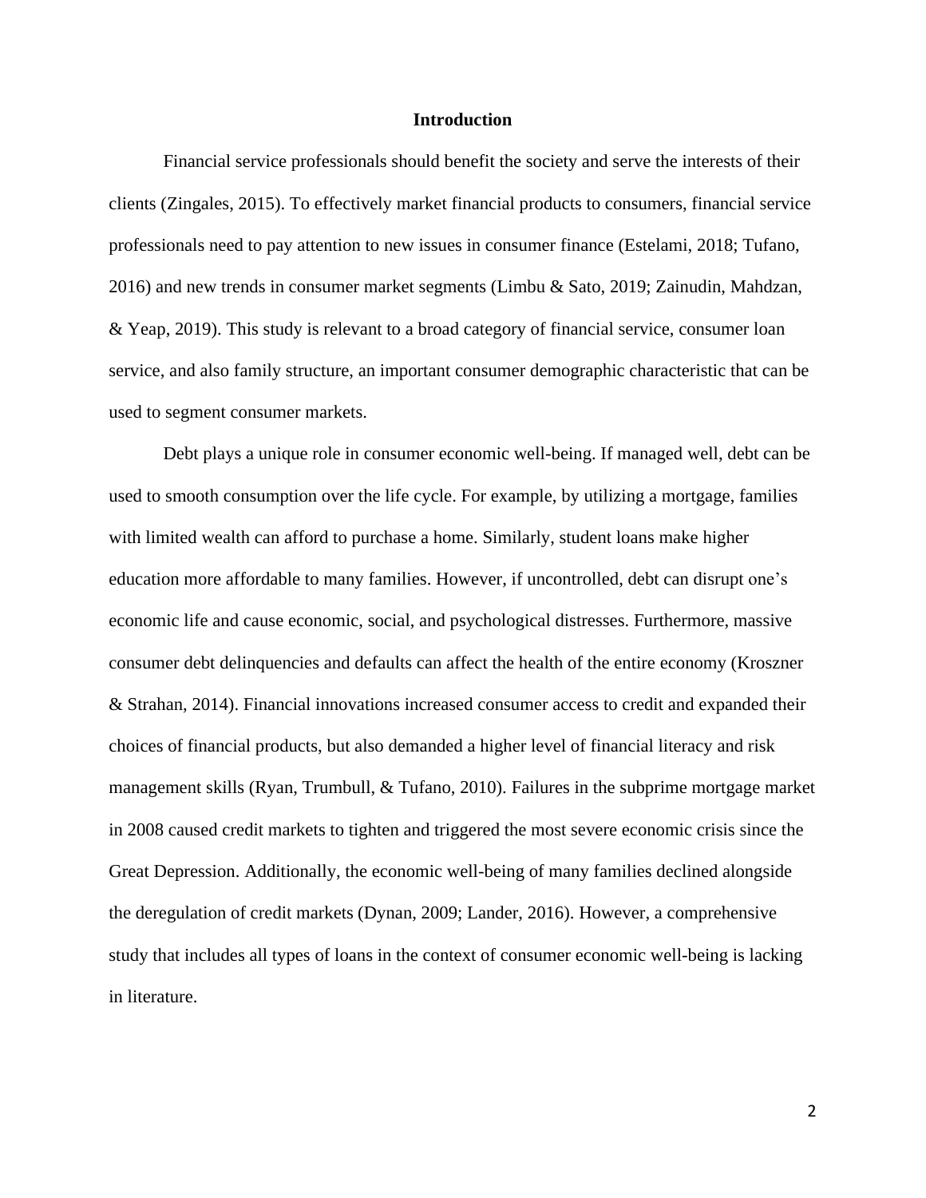# Introduction

Financial service professionals should benefit the society and serve the interests of their clients (Zingales, 2015). To effectively market financial products to consumers, financial service professionals need to pay attention to new issues in consumer finance (Estelami, 2018; Tufano, 2016) and new trends in consumer market segments (Limbu & Sato, 2019; Zainudin, Mahdzan, & Yeap, 2019). This study is relevant to a broad category of financial service, consumer loan service, and also family structure, an important consumer demographic characteristic that can be used to segment consumer markets.

Debt plays a unique role in consumer economic well-being. If managed well, debt can be used to smooth consumption over the life cycle. For example, by utilizing a mortgage, families with limited wealth can afford to purchase a home. Similarly, student loans make higher education more affordable to many families. However, if uncontrolled, debt can disrupt one's economic life and cause economic, social, and psychological distresses. Furthermore, massive consumer debt delinquencies and defaults can affect the health of the entire economy (Kroszner & Strahan, 2014). Financial innovations increased consumer access to credit and expanded their choices of financial products, but also demanded a higher level of financial literacy and risk management skills (Ryan, Trumbull, & Tufano, 2010). Failures in the subprime mortgage market in 2008 caused credit markets to tighten and triggered the most severe economic crisis since the Great Depression. Additionally, the economic well-being of many families declined alongside the deregulation of credit markets (Dynan, 2009; Lander, 2016). However, a comprehensive study that includes all types of loans in the context of consumer economic well-being is lacking in literature.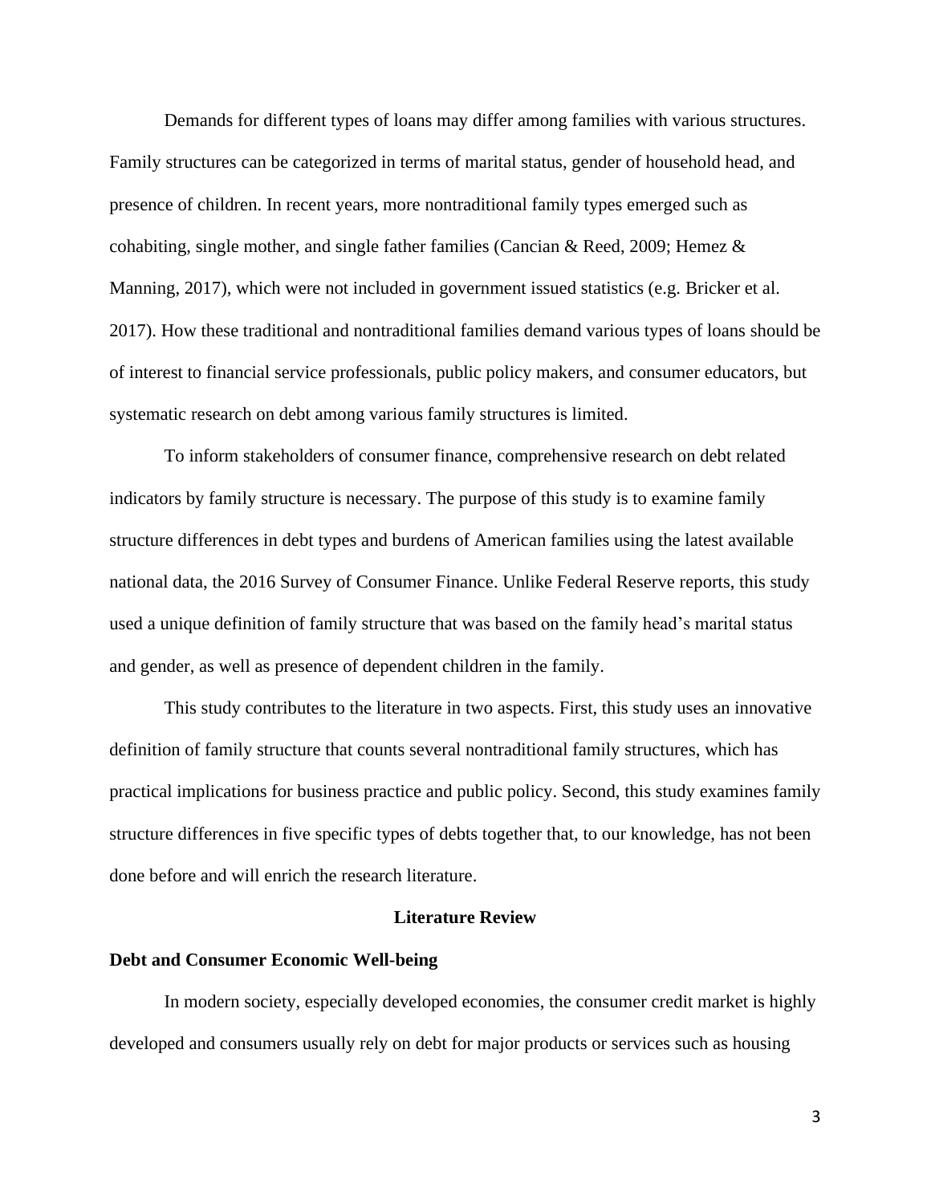Demands for different types of loans may differ among families with various structures. Family structures can be categorized in terms of marital status, gender of household head, and presence of children. In recent years, more nontraditional family types emerged such as cohabiting, single mother, and single father families (Cancian & Reed, 2009; Hemez & Manning, 2017), which were not included in government issued statistics (e.g. Bricker et al. 2017). How these traditional and nontraditional families demand various types of loans should be of interest to financial service professionals, public policy makers, and consumer educators, but systematic research on debt among various family structures is limited.

To inform stakeholders of consumer finance, comprehensive research on debt related indicators by family structure is necessary. The purpose of this study is to examine family structure differences in debt types and burdens of American families using the latest available national data, the 2016 Survey of Consumer Finance. Unlike Federal Reserve reports, this study used a unique definition of family structure that was based on the family head's marital status and gender, as well as presence of dependent children in the family.

This study contributes to the literature in two aspects. First, this study uses an innovative definition of family structure that counts several nontraditional family structures, which has practical implications for business practice and public policy. Second, this study examines family structure differences in five specific types of debts together that, to our knowledge, has not been done before and will enrich the research literature.

## Literature Review

### Debt and Consumer Economic Well-being

In modern society, especially developed economies, the consumer credit market is highly developed and consumers usually rely on debt for major products or services such as housing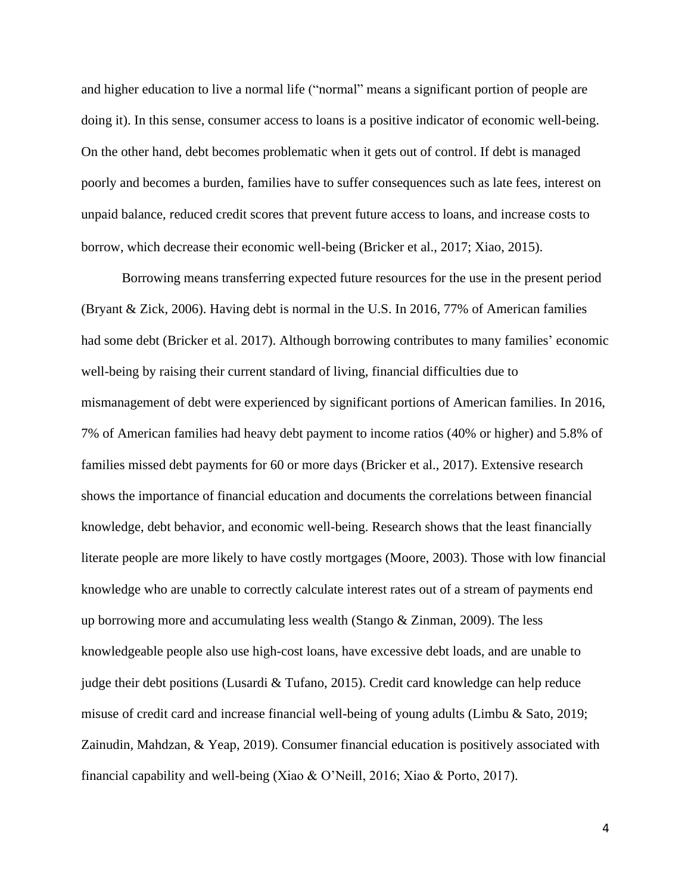and higher education to live a normal life ("normal" means a significant portion of people are doing it). In this sense, consumer access to loans is a positive indicator of economic well-being. On the other hand, debt becomes problematic when it gets out of control. If debt is managed poorly and becomes a burden, families have to suffer consequences such as late fees, interest on unpaid balance, reduced credit scores that prevent future access to loans, and increase costs to borrow, which decrease their economic well-being (Bricker et al., 2017; Xiao, 2015).

Borrowing means transferring expected future resources for the use in the present period (Bryant & Zick, 2006). Having debt is normal in the U.S. In 2016, 77% of American families had some debt (Bricker et al. 2017). Although borrowing contributes to many families' economic well-being by raising their current standard of living, financial difficulties due to mismanagement of debt were experienced by significant portions of American families. In 2016, 7% of American families had heavy debt payment to income ratios (40% or higher) and 5.8% of families missed debt payments for 60 or more days (Bricker et al., 2017). Extensive research shows the importance of financial education and documents the correlations between financial knowledge, debt behavior, and economic well-being. Research shows that the least financially literate people are more likely to have costly mortgages (Moore, 2003). Those with low financial knowledge who are unable to correctly calculate interest rates out of a stream of payments end up borrowing more and accumulating less wealth (Stango & Zinman, 2009). The less knowledgeable people also use high-cost loans, have excessive debt loads, and are unable to judge their debt positions (Lusardi & Tufano, 2015). Credit card knowledge can help reduce misuse of credit card and increase financial well-being of young adults (Limbu & Sato, 2019; Zainudin, Mahdzan, & Yeap, 2019). Consumer financial education is positively associated with financial capability and well-being (Xiao & O'Neill, 2016; Xiao & Porto, 2017).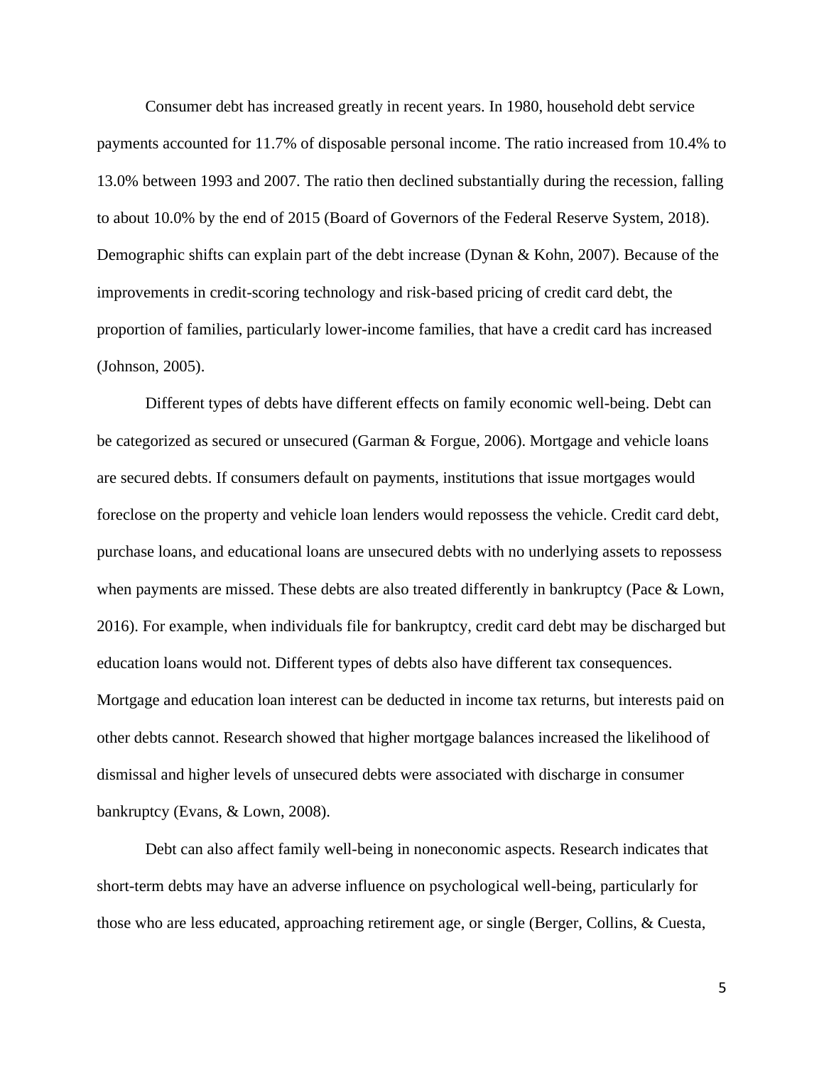Consumer debt has increased greatly in recent years. In 1980, household debt service payments accounted for 11.7% of disposable personal income. The ratio increased from 10.4% to 13.0% between 1993 and 2007. The ratio then declined substantially during the recession, falling to about 10.0% by the end of 2015 (Board of Governors of the Federal Reserve System, 2018). Demographic shifts can explain part of the debt increase (Dynan & Kohn, 2007). Because of the improvements in credit-scoring technology and risk-based pricing of credit card debt, the proportion of families, particularly lower-income families, that have a credit card has increased (Johnson, 2005).

Different types of debts have different effects on family economic well-being. Debt can be categorized as secured or unsecured (Garman & Forgue, 2006). Mortgage and vehicle loans are secured debts. If consumers default on payments, institutions that issue mortgages would foreclose on the property and vehicle loan lenders would repossess the vehicle. Credit card debt, purchase loans, and educational loans are unsecured debts with no underlying assets to repossess when payments are missed. These debts are also treated differently in bankruptcy (Pace & Lown, 2016). For example, when individuals file for bankruptcy, credit card debt may be discharged but education loans would not. Different types of debts also have different tax consequences. Mortgage and education loan interest can be deducted in income tax returns, but interests paid on other debts cannot. Research showed that higher mortgage balances increased the likelihood of dismissal and higher levels of unsecured debts were associated with discharge in consumer bankruptcy (Evans, & Lown, 2008).

Debt can also affect family well-being in noneconomic aspects. Research indicates that short-term debts may have an adverse influence on psychological well-being, particularly for those who are less educated, approaching retirement age, or single (Berger, Collins, & Cuesta,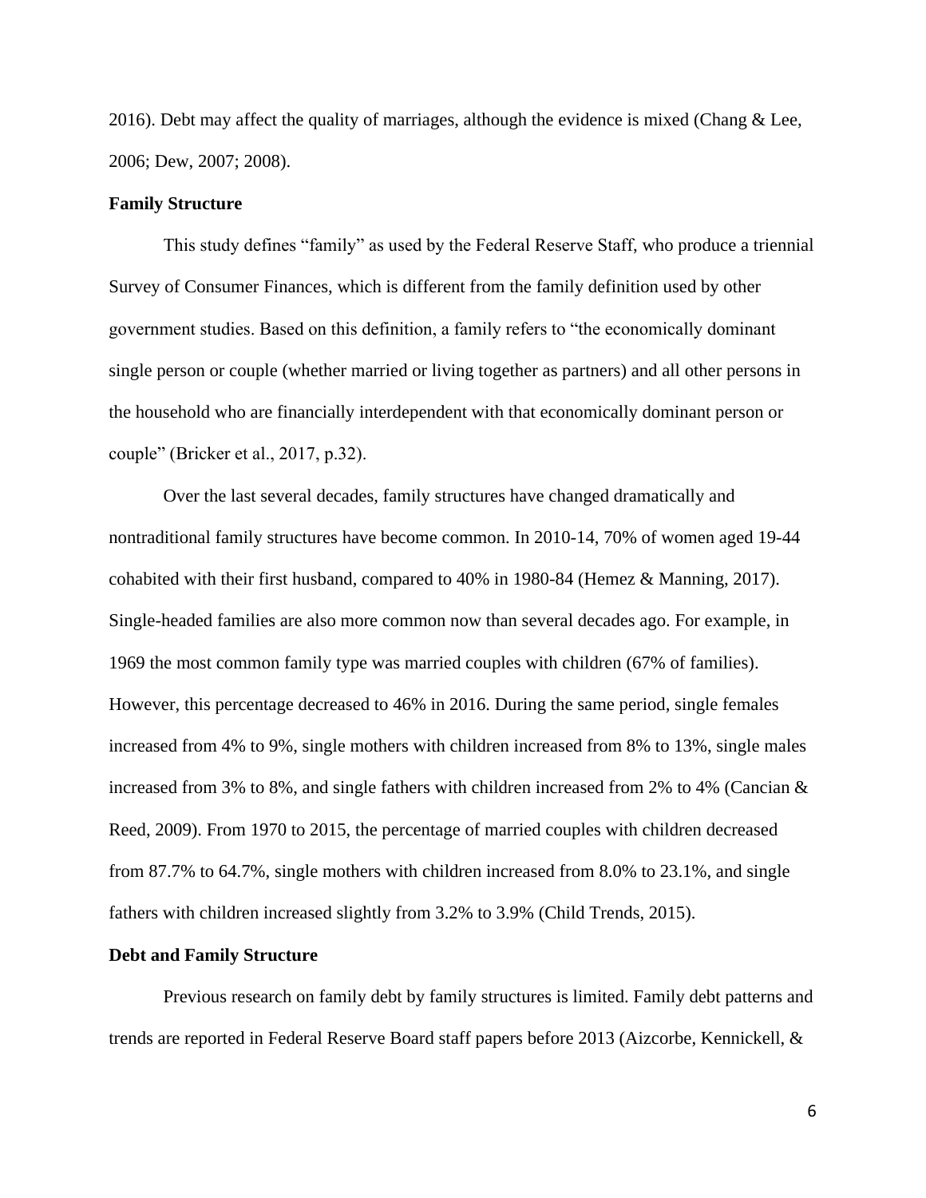2016). Debt may affect the quality of marriages, although the evidence is mixed (Chang & Lee, 2006; Dew, 2007; 2008).

**Family Structure**

This study defines "family" as used by the Federal Reserve Staff, who produce a triennial Survey of Consumer Finances, which is different from the family definition used by other government studies. Based on this definition, a family refers to "the economically dominant single person or couple (whether married or living together as partners) and all other persons in the household who are financially interdependent with that economically dominant person or couple" (Bricker et al., 2017, p.32).

Over the last several decades, family structures have changed dramatically and nontraditional family structures have become common. In 2010-14, 70% of women aged 19-44 cohabited with their first husband, compared to 40% in 1980-84 (Hemez & Manning, 2017). Single-headed families are also more common now than several decades ago. For example, in 1969 the most common family type was married couples with children (67% of families). However, this percentage decreased to 46% in 2016. During the same period, single females increased from 4% to 9%, single mothers with children increased from 8% to 13%, single males increased from 3% to 8%, and single fathers with children increased from 2% to 4% (Cancian & Reed, 2009). From 1970 to 2015, the percentage of married couples with children decreased from 87.7% to 64.7%, single mothers with children increased from 8.0% to 23.1%, and single fathers with children increased slightly from 3.2% to 3.9% (Child Trends, 2015).

**Debt and Family Structure**

Previous research on family debt by family structures is limited. Family debt patterns and trends are reported in Federal Reserve Board staff papers before 2013 (Aizcorbe, Kennickell, &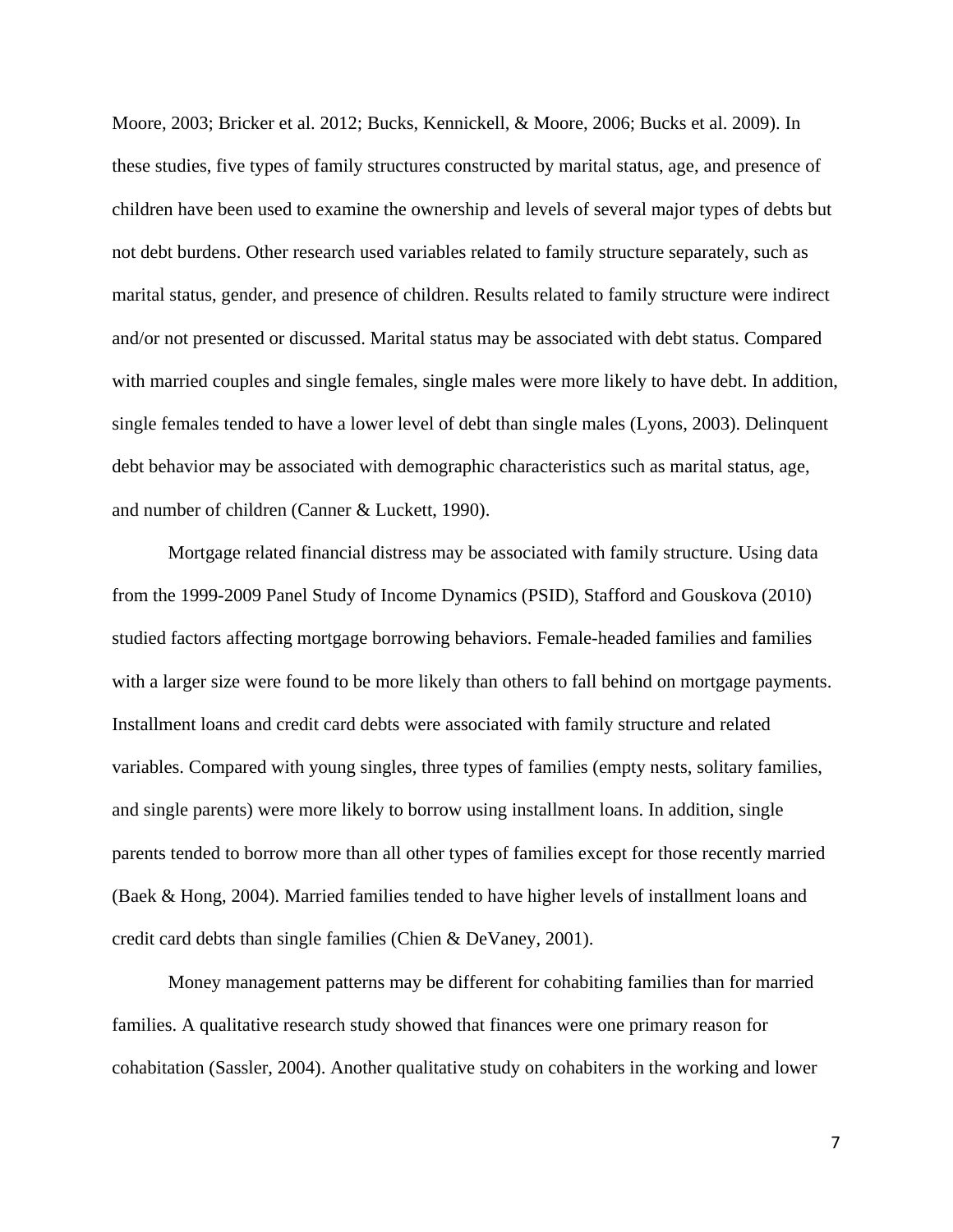Moore, 2003; Bricker et al. 2012; Bucks, Kennickell, & Moore, 2006; Bucks et al. 2009). In these studies, five types of family structures constructed by marital status, age, and presence of children have been used to examine the ownership and levels of several major types of debts but not debt burdens. Other research used variables related to family structure separately, such as marital status, gender, and presence of children. Results related to family structure were indirect and/or not presented or discussed. Marital status may be associated with debt status. Compared with married couples and single females, single males were more likely to have debt. In addition, single females tended to have a lower level of debt than single males (Lyons, 2003). Delinquent debt behavior may be associated with demographic characteristics such as marital status, age, and number of children (Canner & Luckett, 1990).

Mortgage related financial distress may be associated with family structure. Using data from the 1999-2009 Panel Study of Income Dynamics (PSID), Stafford and Gouskova (2010) studied factors affecting mortgage borrowing behaviors. Female-headed families and families with a larger size were found to be more likely than others to fall behind on mortgage payments. Installment loans and credit card debts were associated with family structure and related variables. Compared with young singles, three types of families (empty nests, solitary families, and single parents) were more likely to borrow using installment loans. In addition, single parents tended to borrow more than all other types of families except for those recently married (Baek & Hong, 2004). Married families tended to have higher levels of installment loans and credit card debts than single families (Chien & DeVaney, 2001).

Money management patterns may be different for cohabiting families than for married families. A qualitative research study showed that finances were one primary reason for cohabitation (Sassler, 2004). Another qualitative study on cohabiters in the working and lower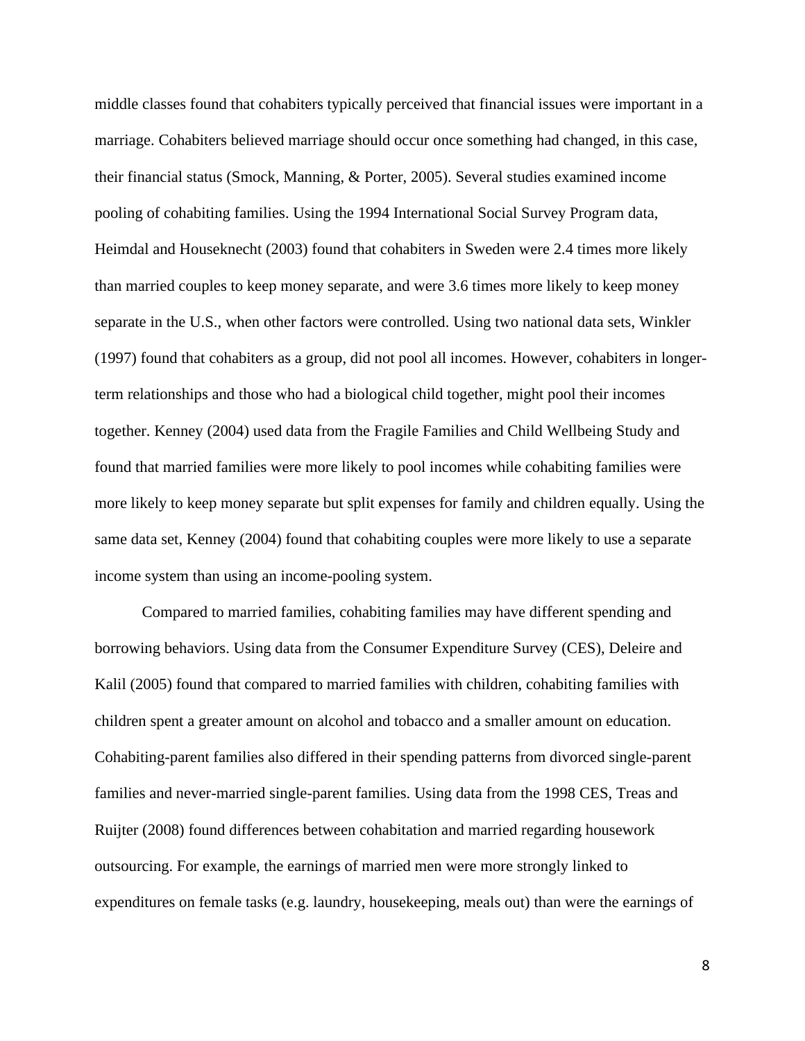middle classes found that cohabiters typically perceived that financial issues were important in a marriage. Cohabiters believed marriage should occur once something had changed, in this case, their financial status (Smock, Manning, & Porter, 2005). Several studies examined income pooling of cohabiting families. Using the 1994 International Social Survey Program data, Heimdal and Houseknecht (2003) found that cohabiters in Sweden were 2.4 times more likely than married couples to keep money separate, and were 3.6 times more likely to keep money separate in the U.S., when other factors were controlled. Using two national data sets, Winkler (1997) found that cohabiters as a group, did not pool all incomes. However, cohabiters in longer-term relationships and those who had a biological child together, might pool their incomes together. Kenney (2004) used data from the Fragile Families and Child Wellbeing Study and found that married families were more likely to pool incomes while cohabiting families were more likely to keep money separate but split expenses for family and children equally. Using the same data set, Kenney (2004) found that cohabiting couples were more likely to use a separate income system than using an income-pooling system.

Compared to married families, cohabiting families may have different spending and borrowing behaviors. Using data from the Consumer Expenditure Survey (CES), Deleire and Kalil (2005) found that compared to married families with children, cohabiting families with children spent a greater amount on alcohol and tobacco and a smaller amount on education. Cohabiting-parent families also differed in their spending patterns from divorced single-parent families and never-married single-parent families. Using data from the 1998 CES, Treas and Ruijter (2008) found differences between cohabitation and married regarding housework outsourcing. For example, the earnings of married men were more strongly linked to expenditures on female tasks (e.g. laundry, housekeeping, meals out) than were the earnings of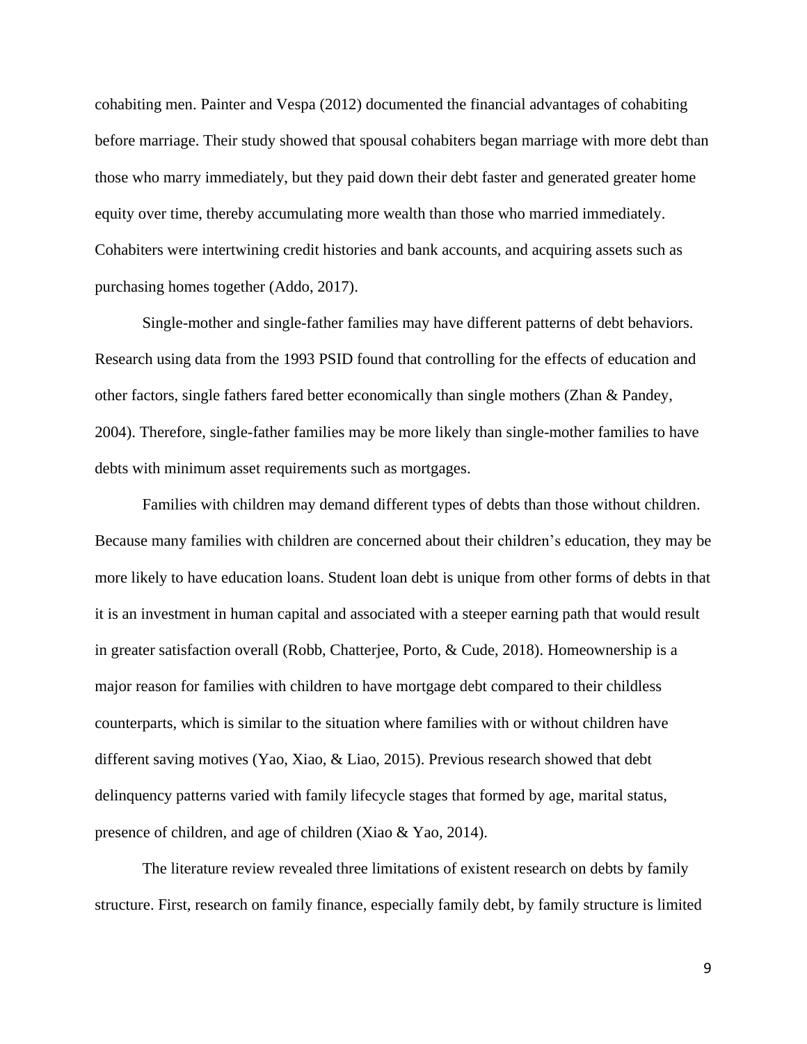cohabiting men. Painter and Vespa (2012) documented the financial advantages of cohabiting before marriage. Their study showed that spousal cohabiters began marriage with more debt than those who marry immediately, but they paid down their debt faster and generated greater home equity over time, thereby accumulating more wealth than those who married immediately. Cohabiters were intertwining credit histories and bank accounts, and acquiring assets such as purchasing homes together (Addo, 2017).

Single-mother and single-father families may have different patterns of debt behaviors. Research using data from the 1993 PSID found that controlling for the effects of education and other factors, single fathers fared better economically than single mothers (Zhan & Pandey, 2004). Therefore, single-father families may be more likely than single-mother families to have debts with minimum asset requirements such as mortgages.

Families with children may demand different types of debts than those without children. Because many families with children are concerned about their children's education, they may be more likely to have education loans. Student loan debt is unique from other forms of debts in that it is an investment in human capital and associated with a steeper earning path that would result in greater satisfaction overall (Robb, Chatterjee, Porto, & Cude, 2018). Homeownership is a major reason for families with children to have mortgage debt compared to their childless counterparts, which is similar to the situation where families with or without children have different saving motives (Yao, Xiao, & Liao, 2015). Previous research showed that debt delinquency patterns varied with family lifecycle stages that formed by age, marital status, presence of children, and age of children (Xiao & Yao, 2014).

The literature review revealed three limitations of existent research on debts by family structure. First, research on family finance, especially family debt, by family structure is limited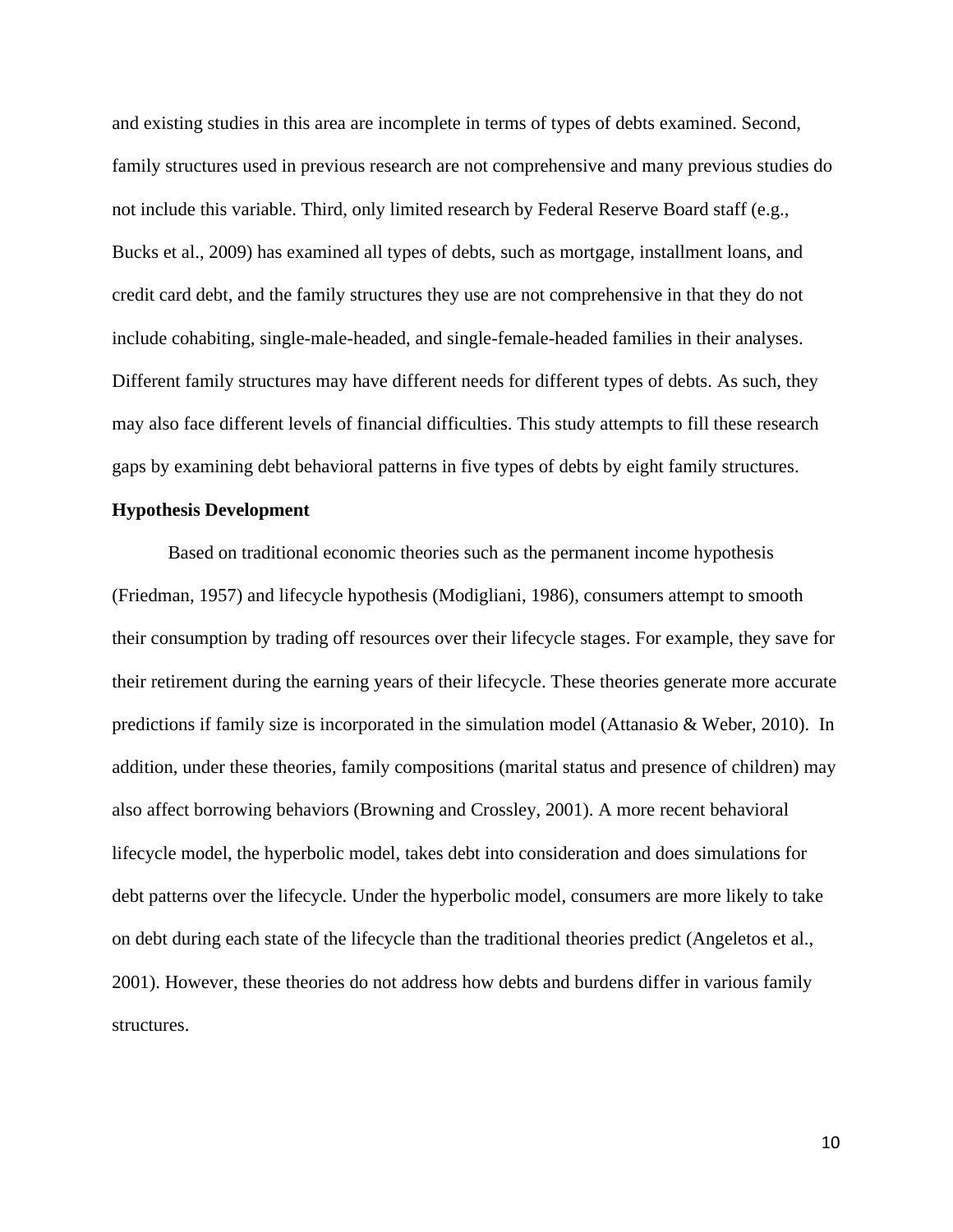and existing studies in this area are incomplete in terms of types of debts examined. Second, family structures used in previous research are not comprehensive and many previous studies do not include this variable. Third, only limited research by Federal Reserve Board staff (e.g., Bucks et al., 2009) has examined all types of debts, such as mortgage, installment loans, and credit card debt, and the family structures they use are not comprehensive in that they do not include cohabiting, single-male-headed, and single-female-headed families in their analyses. Different family structures may have different needs for different types of debts. As such, they may also face different levels of financial difficulties. This study attempts to fill these research gaps by examining debt behavioral patterns in five types of debts by eight family structures.

**Hypothesis Development**

Based on traditional economic theories such as the permanent income hypothesis (Friedman, 1957) and lifecycle hypothesis (Modigliani, 1986), consumers attempt to smooth their consumption by trading off resources over their lifecycle stages. For example, they save for their retirement during the earning years of their lifecycle. These theories generate more accurate predictions if family size is incorporated in the simulation model (Attanasio & Weber, 2010). In addition, under these theories, family compositions (marital status and presence of children) may also affect borrowing behaviors (Browning and Crossley, 2001). A more recent behavioral lifecycle model, the hyperbolic model, takes debt into consideration and does simulations for debt patterns over the lifecycle. Under the hyperbolic model, consumers are more likely to take on debt during each state of the lifecycle than the traditional theories predict (Angeletos et al., 2001). However, these theories do not address how debts and burdens differ in various family structures.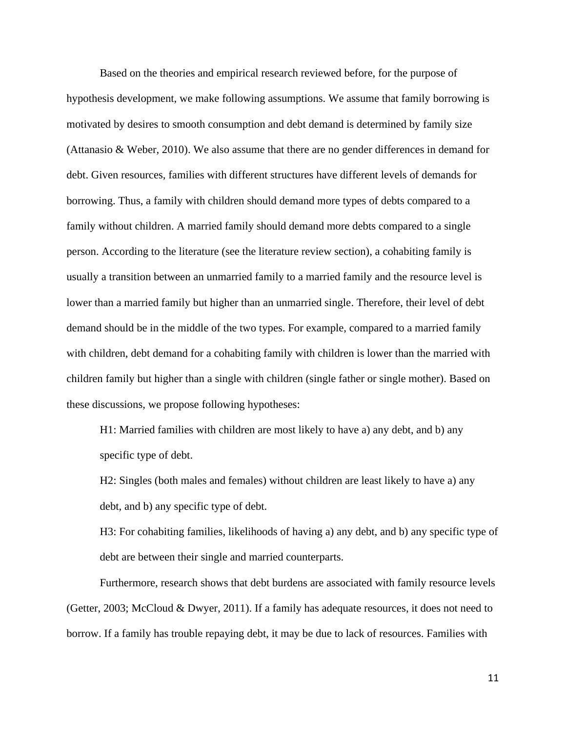Based on the theories and empirical research reviewed before, for the purpose of hypothesis development, we make following assumptions. We assume that family borrowing is motivated by desires to smooth consumption and debt demand is determined by family size (Attanasio & Weber, 2010). We also assume that there are no gender differences in demand for debt. Given resources, families with different structures have different levels of demands for borrowing. Thus, a family with children should demand more types of debts compared to a family without children. A married family should demand more debts compared to a single person. According to the literature (see the literature review section), a cohabiting family is usually a transition between an unmarried family to a married family and the resource level is lower than a married family but higher than an unmarried single. Therefore, their level of debt demand should be in the middle of the two types. For example, compared to a married family with children, debt demand for a cohabiting family with children is lower than the married with children family but higher than a single with children (single father or single mother). Based on these discussions, we propose following hypotheses:

H1: Married families with children are most likely to have a) any debt, and b) any specific type of debt.

H2: Singles (both males and females) without children are least likely to have a) any debt, and b) any specific type of debt.

H3: For cohabiting families, likelihoods of having a) any debt, and b) any specific type of debt are between their single and married counterparts.

Furthermore, research shows that debt burdens are associated with family resource levels (Getter, 2003; McCloud & Dwyer, 2011). If a family has adequate resources, it does not need to borrow. If a family has trouble repaying debt, it may be due to lack of resources. Families with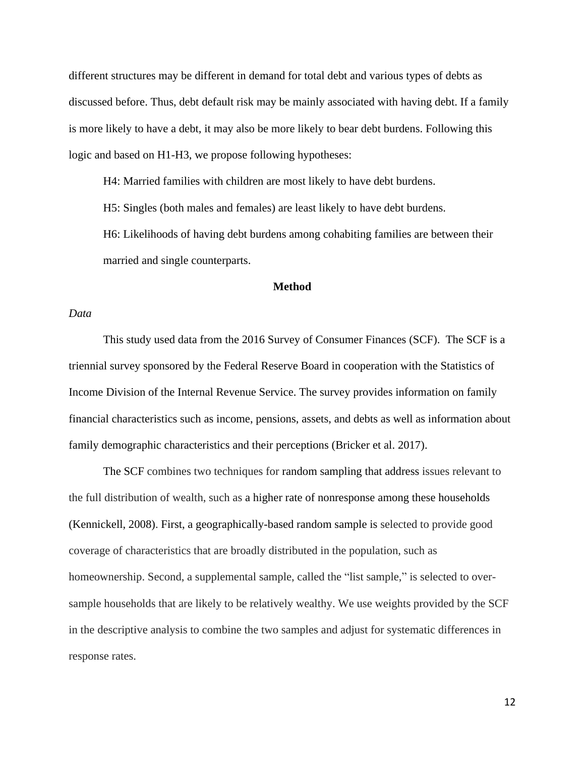different structures may be different in demand for total debt and various types of debts as discussed before. Thus, debt default risk may be mainly associated with having debt. If a family is more likely to have a debt, it may also be more likely to bear debt burdens. Following this logic and based on H1-H3, we propose following hypotheses:

H4: Married families with children are most likely to have debt burdens.

H5: Singles (both males and females) are least likely to have debt burdens.

H6: Likelihoods of having debt burdens among cohabiting families are between their married and single counterparts.

## Method

*Data*

This study used data from the 2016 Survey of Consumer Finances (SCF). The SCF is a triennial survey sponsored by the Federal Reserve Board in cooperation with the Statistics of Income Division of the Internal Revenue Service. The survey provides information on family financial characteristics such as income, pensions, assets, and debts as well as information about family demographic characteristics and their perceptions (Bricker et al. 2017).

The SCF combines two techniques for random sampling that address issues relevant to the full distribution of wealth, such as a higher rate of nonresponse among these households (Kennickell, 2008). First, a geographically-based random sample is selected to provide good coverage of characteristics that are broadly distributed in the population, such as homeownership. Second, a supplemental sample, called the "list sample," is selected to over-sample households that are likely to be relatively wealthy. We use weights provided by the SCF in the descriptive analysis to combine the two samples and adjust for systematic differences in response rates.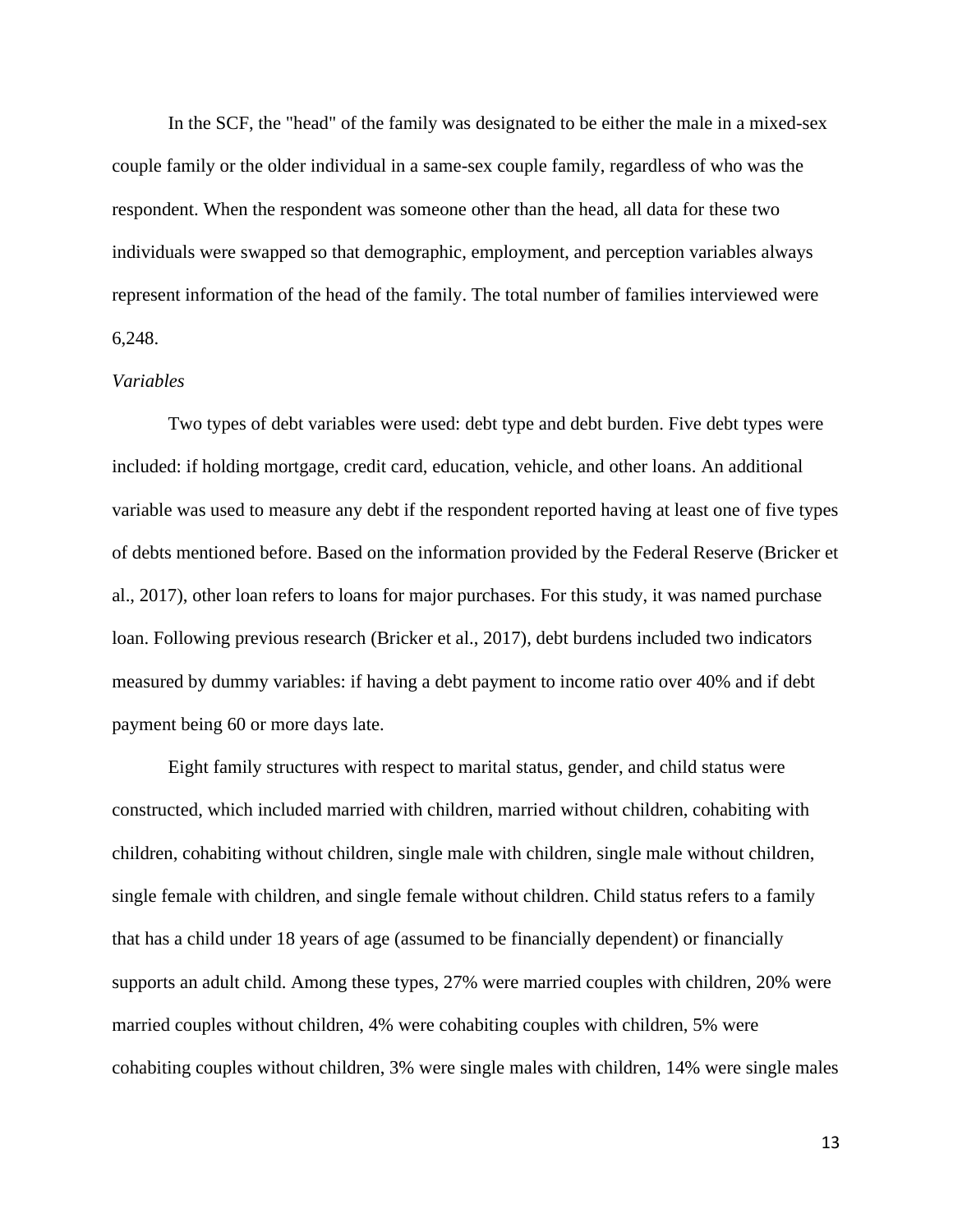In the SCF, the "head" of the family was designated to be either the male in a mixed-sex couple family or the older individual in a same-sex couple family, regardless of who was the respondent. When the respondent was someone other than the head, all data for these two individuals were swapped so that demographic, employment, and perception variables always represent information of the head of the family. The total number of families interviewed were 6,248.

*Variables*

Two types of debt variables were used: debt type and debt burden. Five debt types were included: if holding mortgage, credit card, education, vehicle, and other loans. An additional variable was used to measure any debt if the respondent reported having at least one of five types of debts mentioned before. Based on the information provided by the Federal Reserve (Bricker et al., 2017), other loan refers to loans for major purchases. For this study, it was named purchase loan. Following previous research (Bricker et al., 2017), debt burdens included two indicators measured by dummy variables: if having a debt payment to income ratio over 40% and if debt payment being 60 or more days late.

Eight family structures with respect to marital status, gender, and child status were constructed, which included married with children, married without children, cohabiting with children, cohabiting without children, single male with children, single male without children, single female with children, and single female without children. Child status refers to a family that has a child under 18 years of age (assumed to be financially dependent) or financially supports an adult child. Among these types, 27% were married couples with children, 20% were married couples without children, 4% were cohabiting couples with children, 5% were cohabiting couples without children, 3% were single males with children, 14% were single males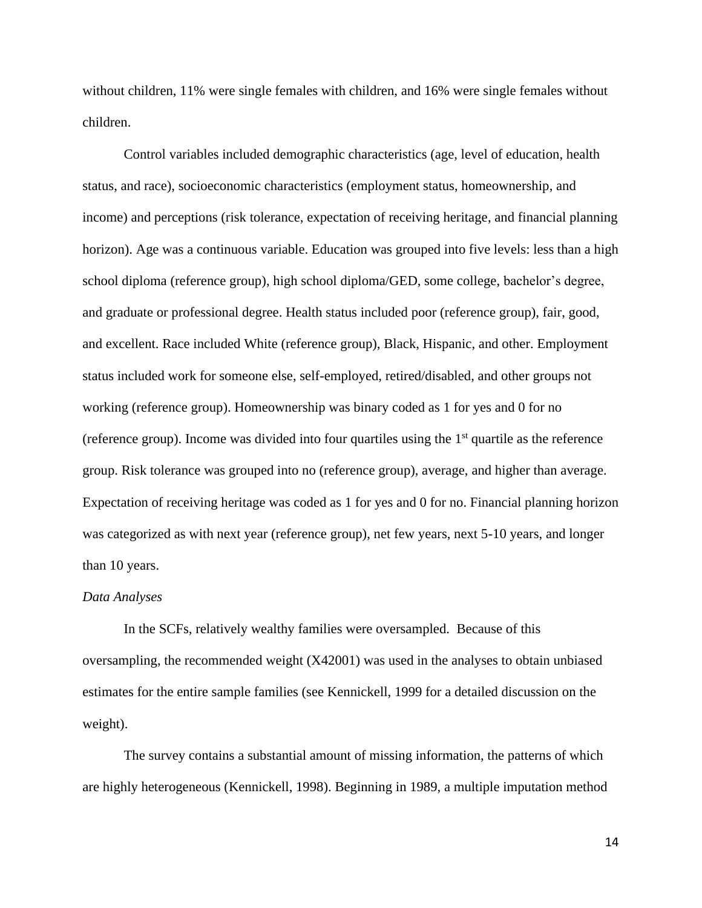without children, 11% were single females with children, and 16% were single females without children.

Control variables included demographic characteristics (age, level of education, health status, and race), socioeconomic characteristics (employment status, homeownership, and income) and perceptions (risk tolerance, expectation of receiving heritage, and financial planning horizon). Age was a continuous variable. Education was grouped into five levels: less than a high school diploma (reference group), high school diploma/GED, some college, bachelor's degree, and graduate or professional degree. Health status included poor (reference group), fair, good, and excellent. Race included White (reference group), Black, Hispanic, and other. Employment status included work for someone else, self-employed, retired/disabled, and other groups not working (reference group). Homeownership was binary coded as 1 for yes and 0 for no (reference group). Income was divided into four quartiles using the 1st quartile as the reference group. Risk tolerance was grouped into no (reference group), average, and higher than average. Expectation of receiving heritage was coded as 1 for yes and 0 for no. Financial planning horizon was categorized as with next year (reference group), net few years, next 5-10 years, and longer than 10 years.

*Data Analyses*

In the SCFs, relatively wealthy families were oversampled. Because of this oversampling, the recommended weight (X42001) was used in the analyses to obtain unbiased estimates for the entire sample families (see Kennickell, 1999 for a detailed discussion on the weight).

The survey contains a substantial amount of missing information, the patterns of which are highly heterogeneous (Kennickell, 1998). Beginning in 1989, a multiple imputation method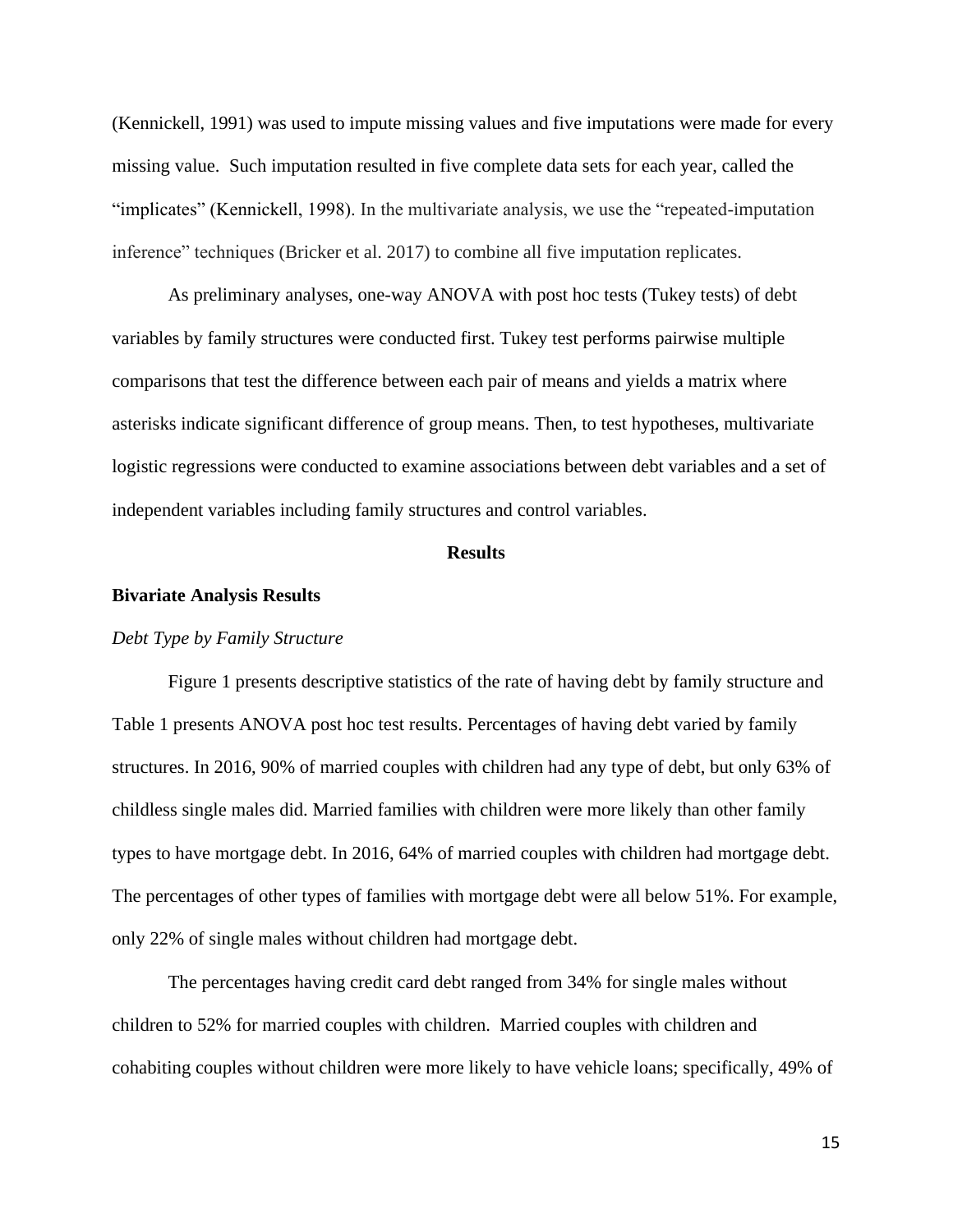(Kennickell, 1991) was used to impute missing values and five imputations were made for every missing value. Such imputation resulted in five complete data sets for each year, called the "implicates" (Kennickell, 1998). In the multivariate analysis, we use the "repeated-imputation inference" techniques (Bricker et al. 2017) to combine all five imputation replicates.

As preliminary analyses, one-way ANOVA with post hoc tests (Tukey tests) of debt variables by family structures were conducted first. Tukey test performs pairwise multiple comparisons that test the difference between each pair of means and yields a matrix where asterisks indicate significant difference of group means. Then, to test hypotheses, multivariate logistic regressions were conducted to examine associations between debt variables and a set of independent variables including family structures and control variables.

## Results

### Bivariate Analysis Results

*Debt Type by Family Structure*

Figure 1 presents descriptive statistics of the rate of having debt by family structure and Table 1 presents ANOVA post hoc test results. Percentages of having debt varied by family structures. In 2016, 90% of married couples with children had any type of debt, but only 63% of childless single males did. Married families with children were more likely than other family types to have mortgage debt. In 2016, 64% of married couples with children had mortgage debt. The percentages of other types of families with mortgage debt were all below 51%. For example, only 22% of single males without children had mortgage debt.

The percentages having credit card debt ranged from 34% for single males without children to 52% for married couples with children. Married couples with children and cohabiting couples without children were more likely to have vehicle loans; specifically, 49% of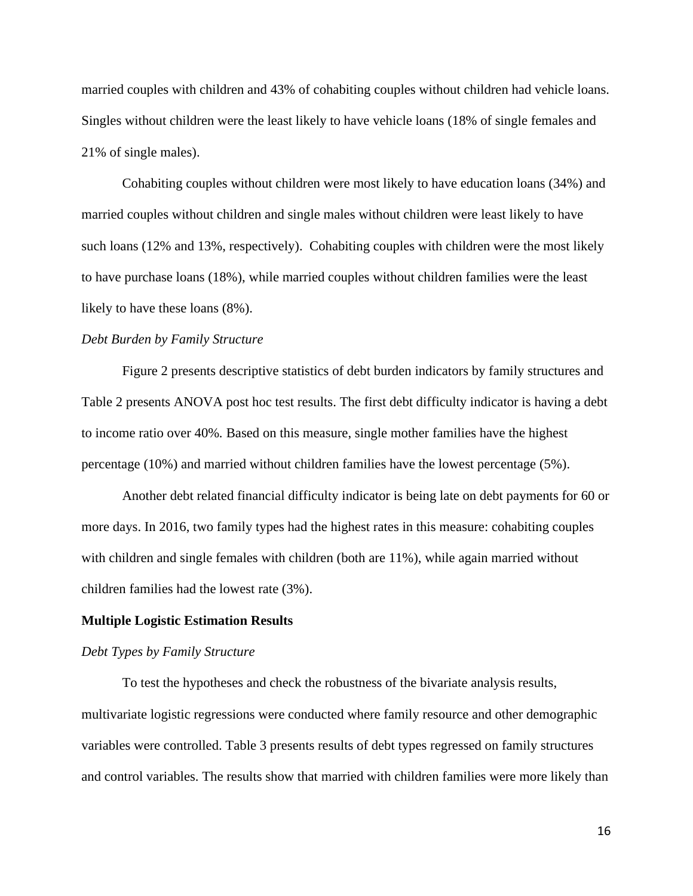married couples with children and 43% of cohabiting couples without children had vehicle loans. Singles without children were the least likely to have vehicle loans (18% of single females and 21% of single males).

Cohabiting couples without children were most likely to have education loans (34%) and married couples without children and single males without children were least likely to have such loans (12% and 13%, respectively). Cohabiting couples with children were the most likely to have purchase loans (18%), while married couples without children families were the least likely to have these loans (8%).

*Debt Burden by Family Structure*

Figure 2 presents descriptive statistics of debt burden indicators by family structures and Table 2 presents ANOVA post hoc test results. The first debt difficulty indicator is having a debt to income ratio over 40%. Based on this measure, single mother families have the highest percentage (10%) and married without children families have the lowest percentage (5%).

Another debt related financial difficulty indicator is being late on debt payments for 60 or more days. In 2016, two family types had the highest rates in this measure: cohabiting couples with children and single females with children (both are 11%), while again married without children families had the lowest rate (3%).

**Multiple Logistic Estimation Results**

*Debt Types by Family Structure*

To test the hypotheses and check the robustness of the bivariate analysis results, multivariate logistic regressions were conducted where family resource and other demographic variables were controlled. Table 3 presents results of debt types regressed on family structures and control variables. The results show that married with children families were more likely than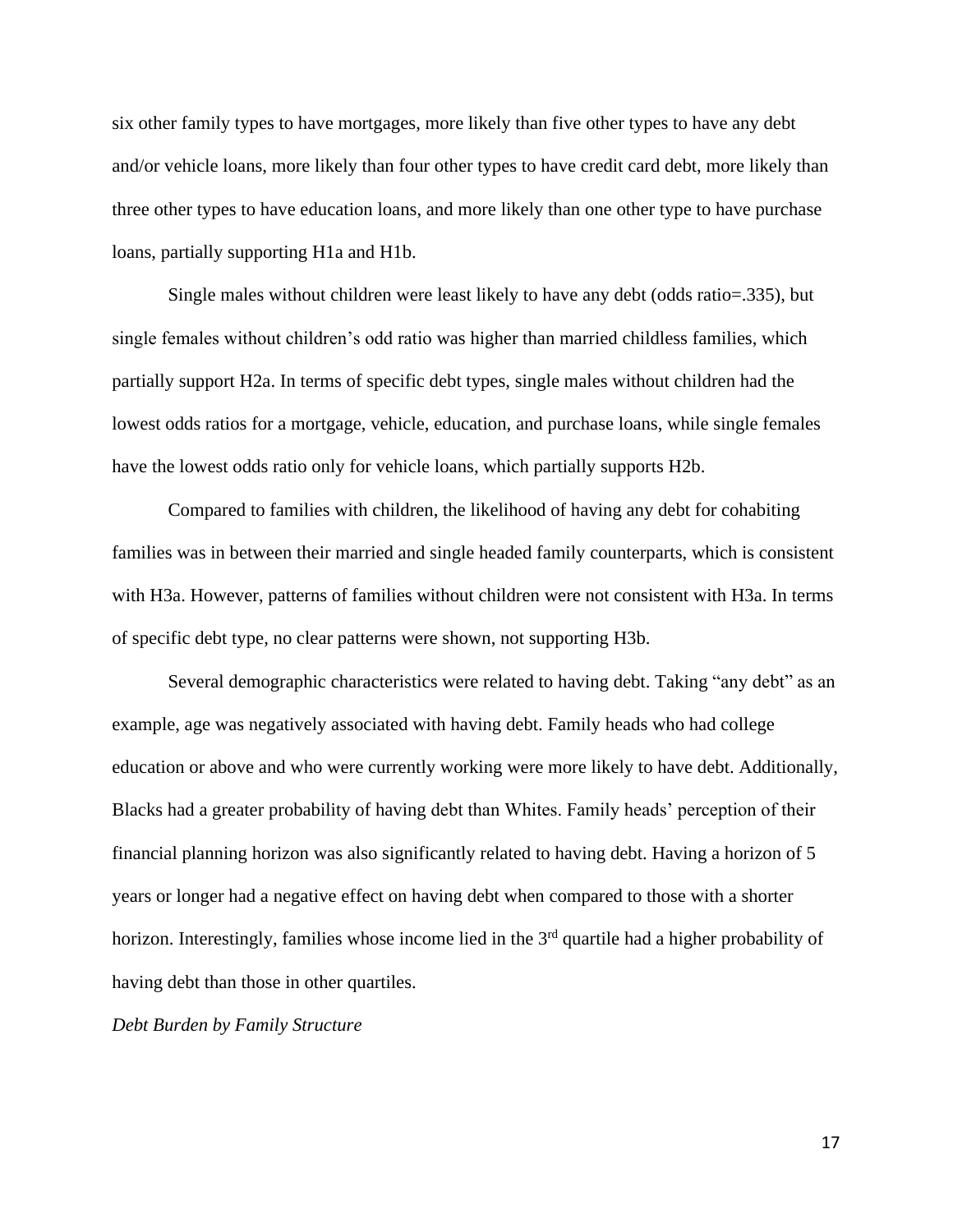six other family types to have mortgages, more likely than five other types to have any debt and/or vehicle loans, more likely than four other types to have credit card debt, more likely than three other types to have education loans, and more likely than one other type to have purchase loans, partially supporting H1a and H1b.

Single males without children were least likely to have any debt (odds ratio=.335), but single females without children's odd ratio was higher than married childless families, which partially support H2a. In terms of specific debt types, single males without children had the lowest odds ratios for a mortgage, vehicle, education, and purchase loans, while single females have the lowest odds ratio only for vehicle loans, which partially supports H2b.

Compared to families with children, the likelihood of having any debt for cohabiting families was in between their married and single headed family counterparts, which is consistent with H3a. However, patterns of families without children were not consistent with H3a. In terms of specific debt type, no clear patterns were shown, not supporting H3b.

Several demographic characteristics were related to having debt. Taking "any debt" as an example, age was negatively associated with having debt. Family heads who had college education or above and who were currently working were more likely to have debt. Additionally, Blacks had a greater probability of having debt than Whites. Family heads' perception of their financial planning horizon was also significantly related to having debt. Having a horizon of 5 years or longer had a negative effect on having debt when compared to those with a shorter horizon. Interestingly, families whose income lied in the 3rd quartile had a higher probability of having debt than those in other quartiles.

*Debt Burden by Family Structure*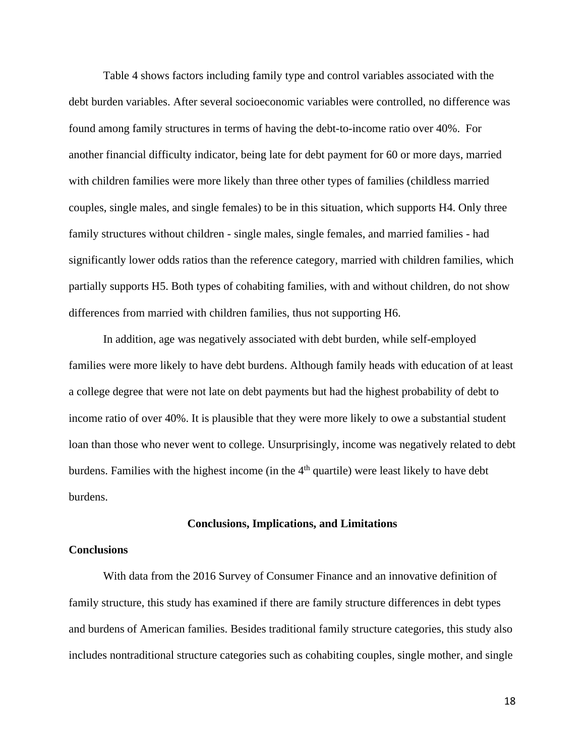Table 4 shows factors including family type and control variables associated with the debt burden variables. After several socioeconomic variables were controlled, no difference was found among family structures in terms of having the debt-to-income ratio over 40%. For another financial difficulty indicator, being late for debt payment for 60 or more days, married with children families were more likely than three other types of families (childless married couples, single males, and single females) to be in this situation, which supports H4. Only three family structures without children - single males, single females, and married families - had significantly lower odds ratios than the reference category, married with children families, which partially supports H5. Both types of cohabiting families, with and without children, do not show differences from married with children families, thus not supporting H6.

In addition, age was negatively associated with debt burden, while self-employed families were more likely to have debt burdens. Although family heads with education of at least a college degree that were not late on debt payments but had the highest probability of debt to income ratio of over 40%. It is plausible that they were more likely to owe a substantial student loan than those who never went to college. Unsurprisingly, income was negatively related to debt burdens. Families with the highest income (in the 4th quartile) were least likely to have debt burdens.

## Conclusions, Implications, and Limitations

### Conclusions

With data from the 2016 Survey of Consumer Finance and an innovative definition of family structure, this study has examined if there are family structure differences in debt types and burdens of American families. Besides traditional family structure categories, this study also includes nontraditional structure categories such as cohabiting couples, single mother, and single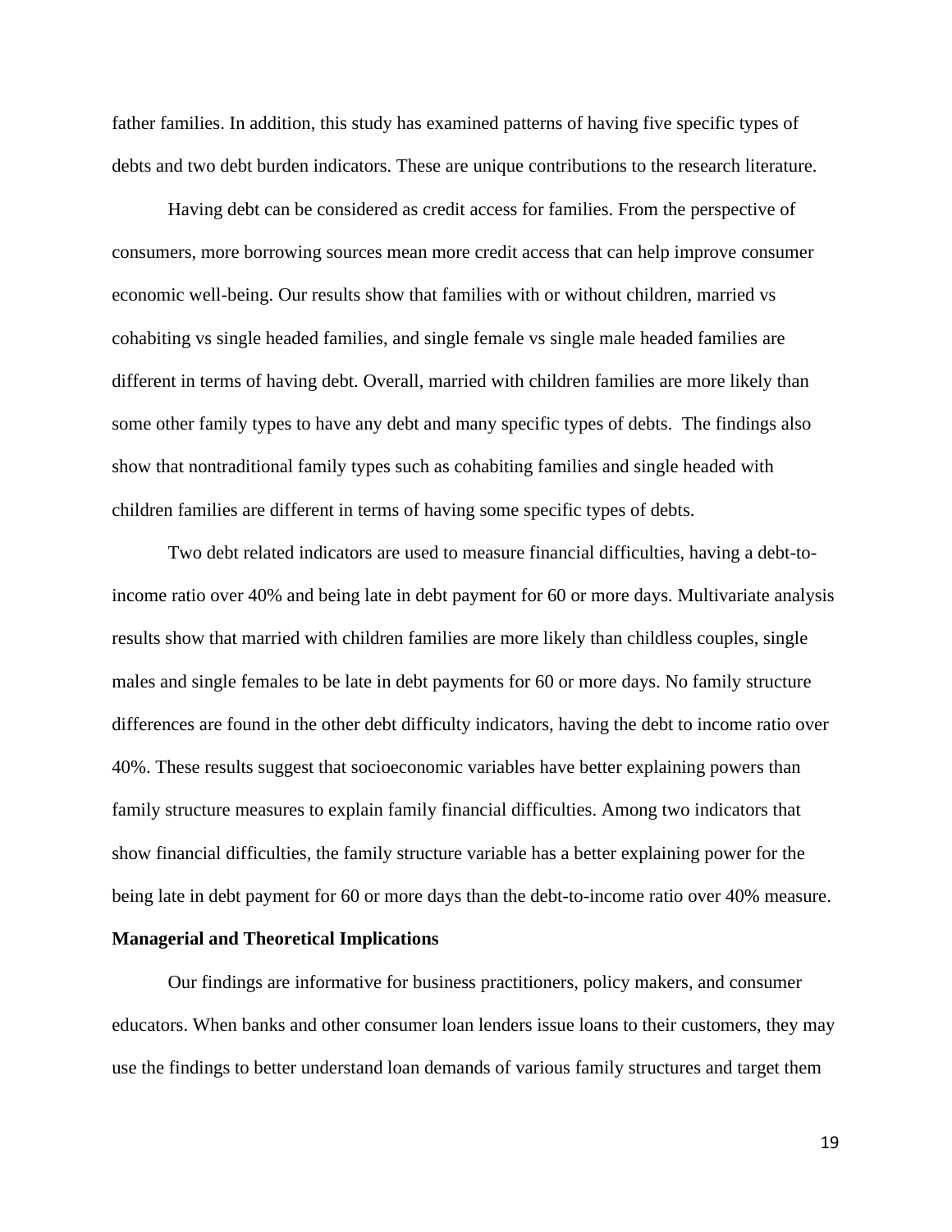father families. In addition, this study has examined patterns of having five specific types of debts and two debt burden indicators. These are unique contributions to the research literature.

Having debt can be considered as credit access for families. From the perspective of consumers, more borrowing sources mean more credit access that can help improve consumer economic well-being. Our results show that families with or without children, married vs cohabiting vs single headed families, and single female vs single male headed families are different in terms of having debt. Overall, married with children families are more likely than some other family types to have any debt and many specific types of debts. The findings also show that nontraditional family types such as cohabiting families and single headed with children families are different in terms of having some specific types of debts.

Two debt related indicators are used to measure financial difficulties, having a debt-to-income ratio over 40% and being late in debt payment for 60 or more days. Multivariate analysis results show that married with children families are more likely than childless couples, single males and single females to be late in debt payments for 60 or more days. No family structure differences are found in the other debt difficulty indicators, having the debt to income ratio over 40%. These results suggest that socioeconomic variables have better explaining powers than family structure measures to explain family financial difficulties. Among two indicators that show financial difficulties, the family structure variable has a better explaining power for the being late in debt payment for 60 or more days than the debt-to-income ratio over 40% measure.

**Managerial and Theoretical Implications**

Our findings are informative for business practitioners, policy makers, and consumer educators. When banks and other consumer loan lenders issue loans to their customers, they may use the findings to better understand loan demands of various family structures and target them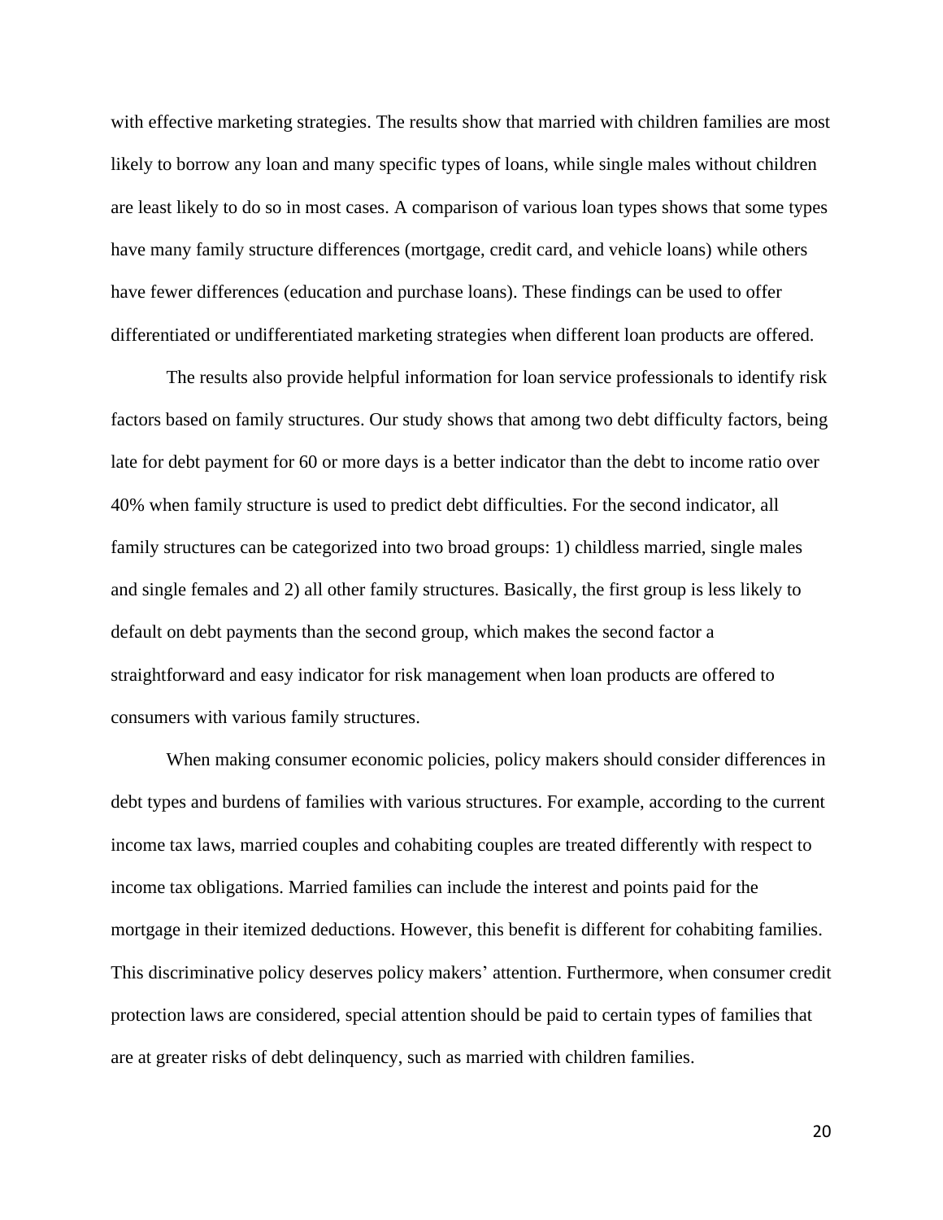with effective marketing strategies. The results show that married with children families are most likely to borrow any loan and many specific types of loans, while single males without children are least likely to do so in most cases. A comparison of various loan types shows that some types have many family structure differences (mortgage, credit card, and vehicle loans) while others have fewer differences (education and purchase loans). These findings can be used to offer differentiated or undifferentiated marketing strategies when different loan products are offered.

The results also provide helpful information for loan service professionals to identify risk factors based on family structures. Our study shows that among two debt difficulty factors, being late for debt payment for 60 or more days is a better indicator than the debt to income ratio over 40% when family structure is used to predict debt difficulties. For the second indicator, all family structures can be categorized into two broad groups: 1) childless married, single males and single females and 2) all other family structures. Basically, the first group is less likely to default on debt payments than the second group, which makes the second factor a straightforward and easy indicator for risk management when loan products are offered to consumers with various family structures.

When making consumer economic policies, policy makers should consider differences in debt types and burdens of families with various structures. For example, according to the current income tax laws, married couples and cohabiting couples are treated differently with respect to income tax obligations. Married families can include the interest and points paid for the mortgage in their itemized deductions. However, this benefit is different for cohabiting families. This discriminative policy deserves policy makers' attention. Furthermore, when consumer credit protection laws are considered, special attention should be paid to certain types of families that are at greater risks of debt delinquency, such as married with children families.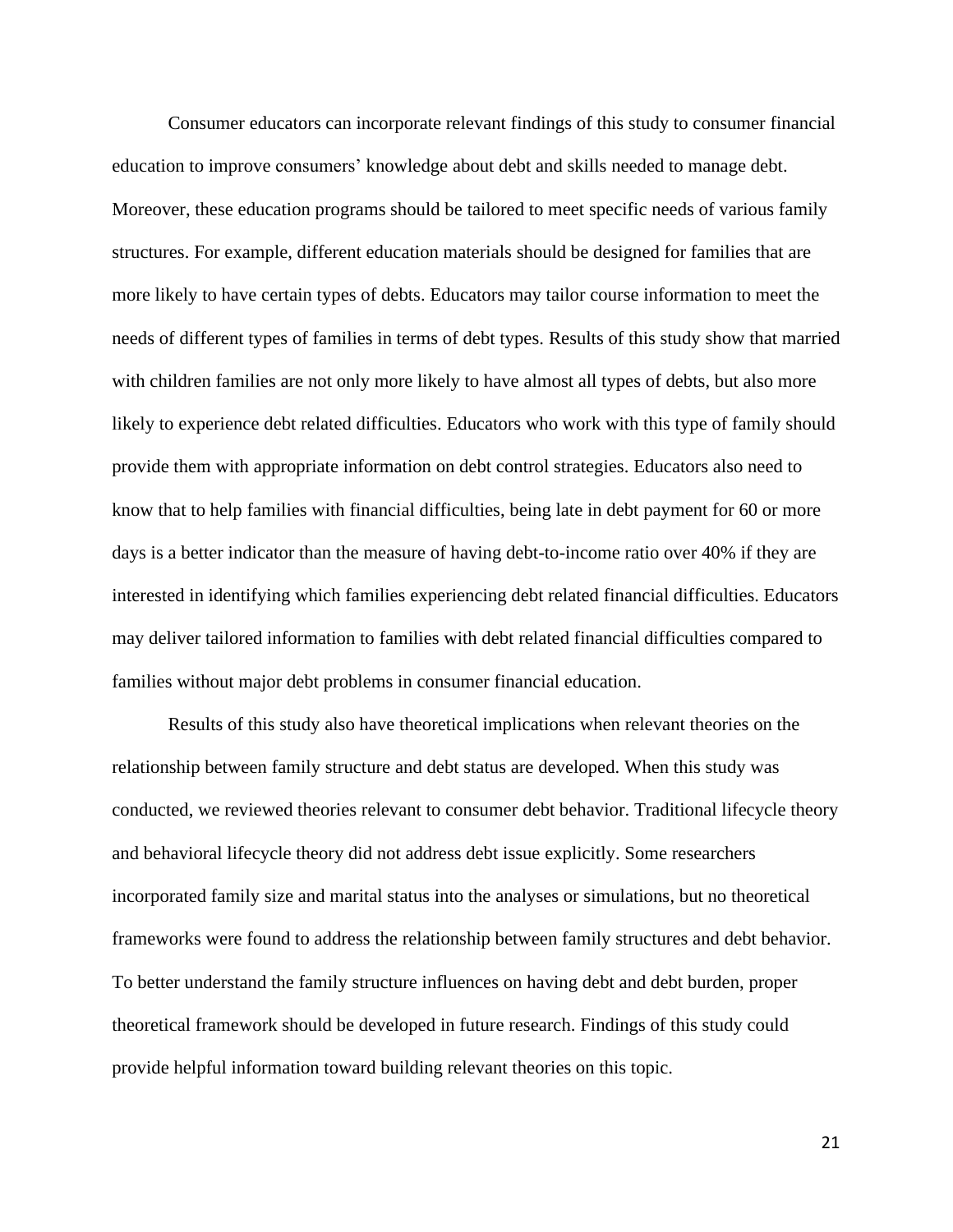Consumer educators can incorporate relevant findings of this study to consumer financial education to improve consumers' knowledge about debt and skills needed to manage debt. Moreover, these education programs should be tailored to meet specific needs of various family structures. For example, different education materials should be designed for families that are more likely to have certain types of debts. Educators may tailor course information to meet the needs of different types of families in terms of debt types. Results of this study show that married with children families are not only more likely to have almost all types of debts, but also more likely to experience debt related difficulties. Educators who work with this type of family should provide them with appropriate information on debt control strategies. Educators also need to know that to help families with financial difficulties, being late in debt payment for 60 or more days is a better indicator than the measure of having debt-to-income ratio over 40% if they are interested in identifying which families experiencing debt related financial difficulties. Educators may deliver tailored information to families with debt related financial difficulties compared to families without major debt problems in consumer financial education.

Results of this study also have theoretical implications when relevant theories on the relationship between family structure and debt status are developed. When this study was conducted, we reviewed theories relevant to consumer debt behavior. Traditional lifecycle theory and behavioral lifecycle theory did not address debt issue explicitly. Some researchers incorporated family size and marital status into the analyses or simulations, but no theoretical frameworks were found to address the relationship between family structures and debt behavior. To better understand the family structure influences on having debt and debt burden, proper theoretical framework should be developed in future research. Findings of this study could provide helpful information toward building relevant theories on this topic.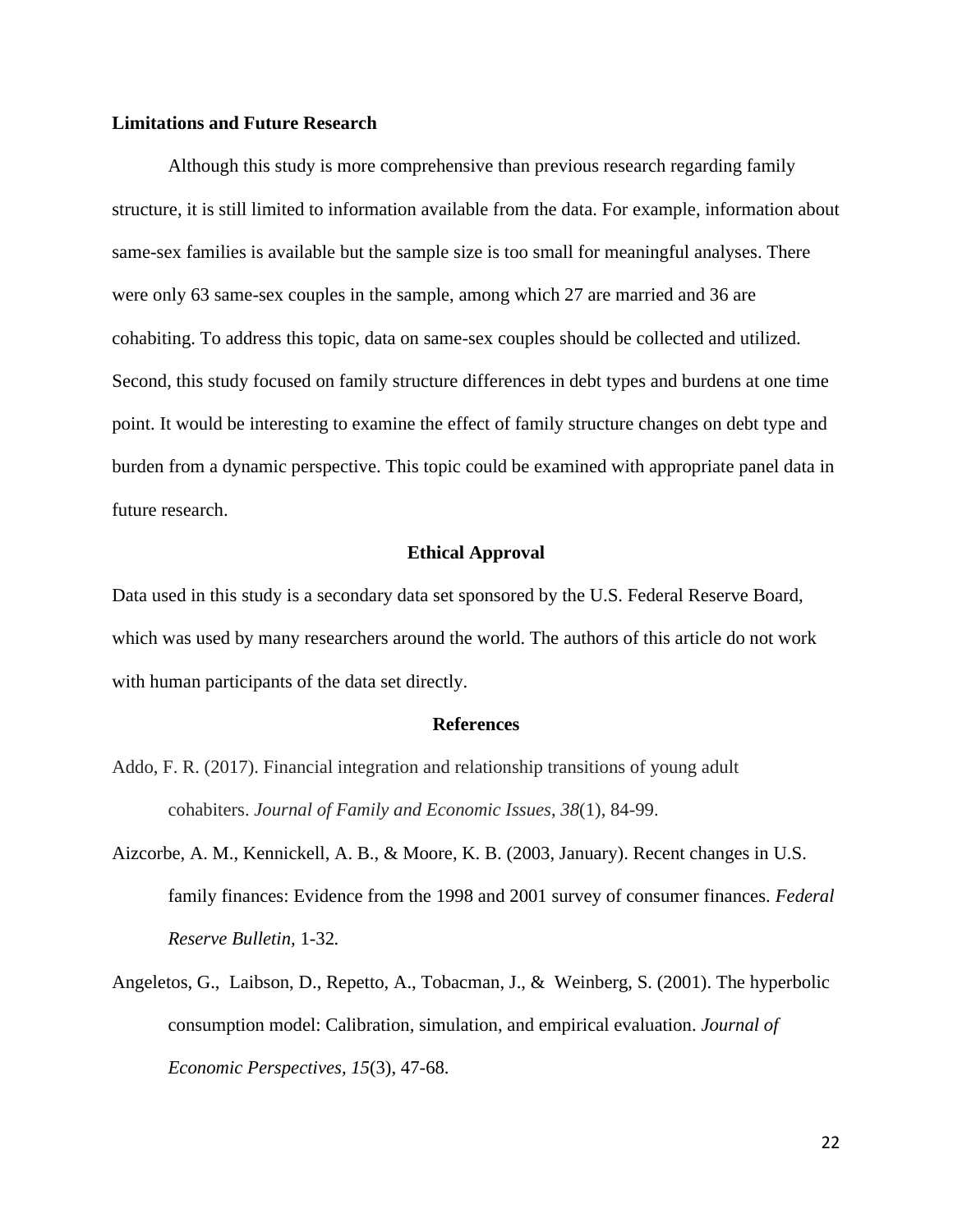**Limitations and Future Research**

Although this study is more comprehensive than previous research regarding family structure, it is still limited to information available from the data. For example, information about same-sex families is available but the sample size is too small for meaningful analyses. There were only 63 same-sex couples in the sample, among which 27 are married and 36 are cohabiting. To address this topic, data on same-sex couples should be collected and utilized. Second, this study focused on family structure differences in debt types and burdens at one time point. It would be interesting to examine the effect of family structure changes on debt type and burden from a dynamic perspective. This topic could be examined with appropriate panel data in future research.

## Ethical Approval

Data used in this study is a secondary data set sponsored by the U.S. Federal Reserve Board, which was used by many researchers around the world. The authors of this article do not work with human participants of the data set directly.

## References

Addo, F. R. (2017). Financial integration and relationship transitions of young adult cohabiters. *Journal of Family and Economic Issues*, *38*(1), 84-99.

Aizcorbe, A. M., Kennickell, A. B., & Moore, K. B. (2003, January). Recent changes in U.S. family finances: Evidence from the 1998 and 2001 survey of consumer finances. *Federal Reserve Bulletin,* 1-32.

Angeletos, G., Laibson, D., Repetto, A., Tobacman, J., & Weinberg, S. (2001). The hyperbolic consumption model: Calibration, simulation, and empirical evaluation. *Journal of Economic Perspectives, 15*(3), 47-68.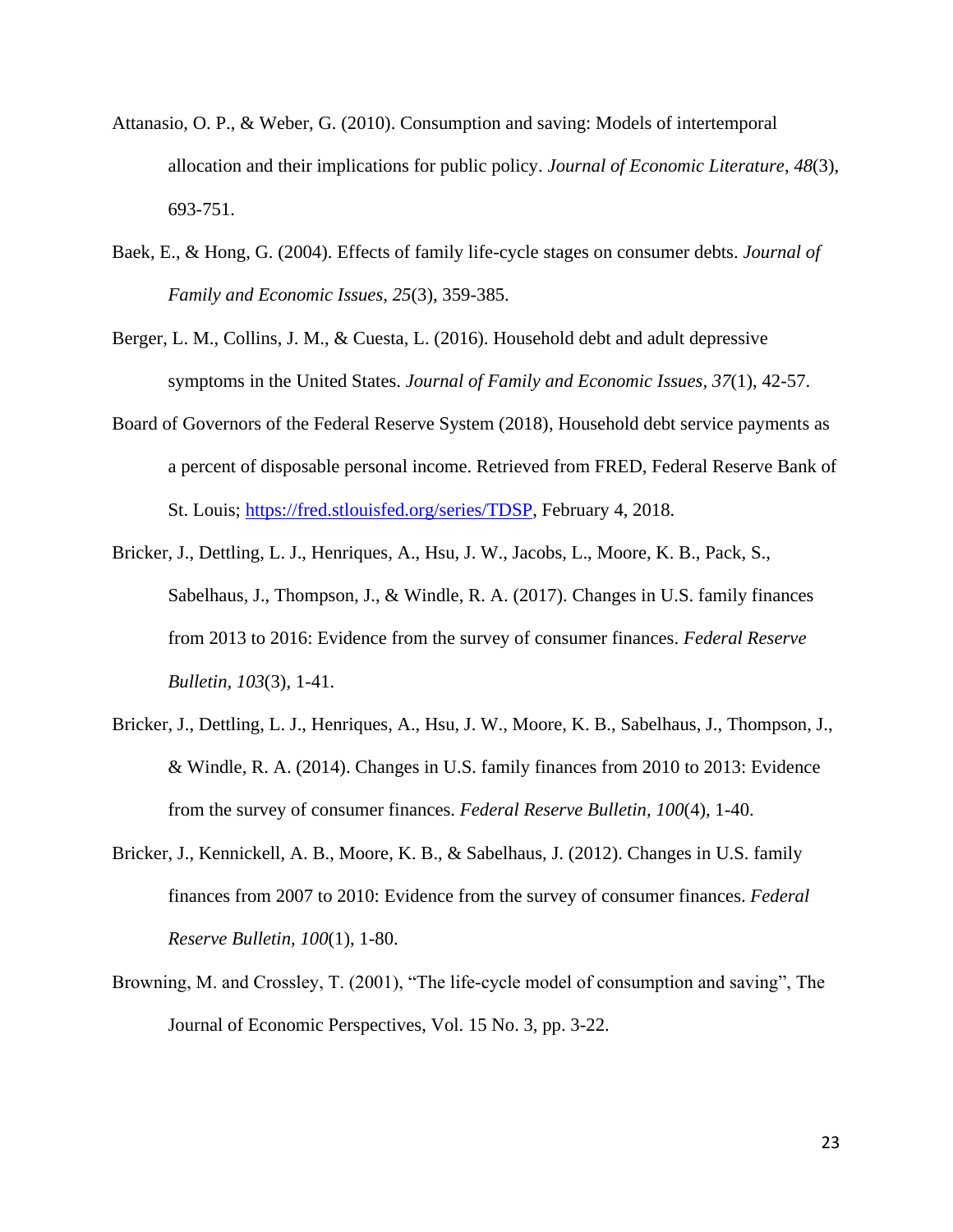Attanasio, O. P., & Weber, G. (2010). Consumption and saving: Models of intertemporal allocation and their implications for public policy. *Journal of Economic Literature*, *48*(3), 693-751.

Baek, E., & Hong, G. (2004). Effects of family life-cycle stages on consumer debts. *Journal of Family and Economic Issues, 25*(3), 359-385.

Berger, L. M., Collins, J. M., & Cuesta, L. (2016). Household debt and adult depressive symptoms in the United States. *Journal of Family and Economic Issues*, *37*(1), 42-57.

Board of Governors of the Federal Reserve System (2018), Household debt service payments as a percent of disposable personal income. Retrieved from FRED, Federal Reserve Bank of St. Louis; https://fred.stlouisfed.org/series/TDSP, February 4, 2018.

Bricker, J., Dettling, L. J., Henriques, A., Hsu, J. W., Jacobs, L., Moore, K. B., Pack, S., Sabelhaus, J., Thompson, J., & Windle, R. A. (2017). Changes in U.S. family finances from 2013 to 2016: Evidence from the survey of consumer finances. *Federal Reserve Bulletin, 103*(3), 1-41.

Bricker, J., Dettling, L. J., Henriques, A., Hsu, J. W., Moore, K. B., Sabelhaus, J., Thompson, J., & Windle, R. A. (2014). Changes in U.S. family finances from 2010 to 2013: Evidence from the survey of consumer finances. *Federal Reserve Bulletin, 100*(4), 1-40.

Bricker, J., Kennickell, A. B., Moore, K. B., & Sabelhaus, J. (2012). Changes in U.S. family finances from 2007 to 2010: Evidence from the survey of consumer finances. *Federal Reserve Bulletin, 100*(1), 1-80.

Browning, M. and Crossley, T. (2001), "The life-cycle model of consumption and saving", The Journal of Economic Perspectives, Vol. 15 No. 3, pp. 3-22.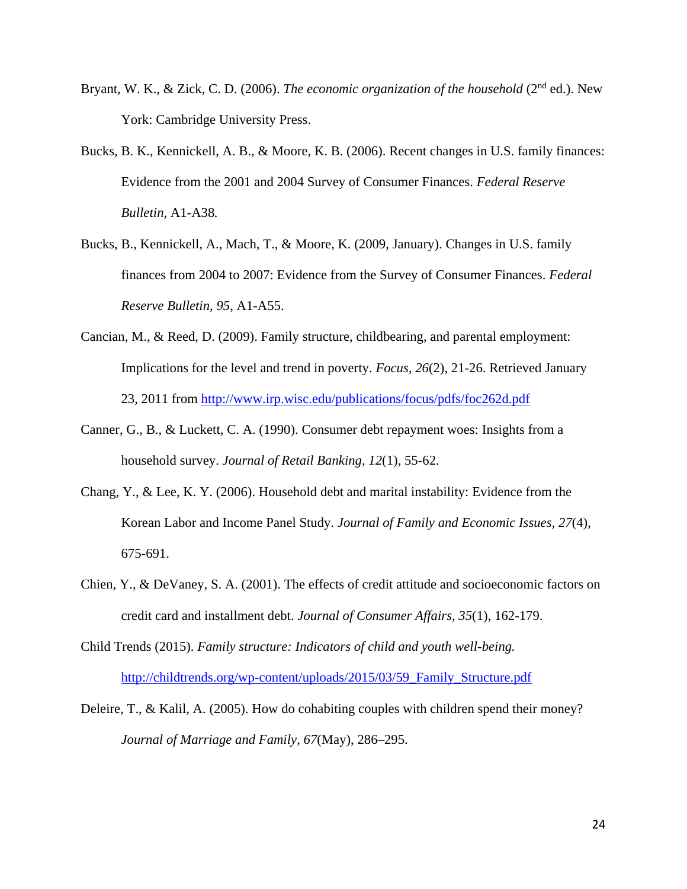Bryant, W. K., & Zick, C. D. (2006). *The economic organization of the household* (2nd ed.). New York: Cambridge University Press.

Bucks, B. K., Kennickell, A. B., & Moore, K. B. (2006). Recent changes in U.S. family finances: Evidence from the 2001 and 2004 Survey of Consumer Finances. *Federal Reserve Bulletin*, A1-A38*.*

Bucks, B., Kennickell, A., Mach, T., & Moore, K. (2009, January). Changes in U.S. family finances from 2004 to 2007: Evidence from the Survey of Consumer Finances. *Federal Reserve Bulletin, 95*, A1-A55.

Cancian, M., & Reed, D. (2009). Family structure, childbearing, and parental employment: Implications for the level and trend in poverty. *Focus*, *26*(2), 21-26. Retrieved January 23, 2011 from http://www.irp.wisc.edu/publications/focus/pdfs/foc262d.pdf

Canner, G., B., & Luckett, C. A. (1990). Consumer debt repayment woes: Insights from a household survey. *Journal of Retail Banking, 12*(1), 55-62.

Chang, Y., & Lee, K. Y. (2006). Household debt and marital instability: Evidence from the Korean Labor and Income Panel Study. *Journal of Family and Economic Issues, 27*(4), 675-691.

Chien, Y., & DeVaney, S. A. (2001). The effects of credit attitude and socioeconomic factors on credit card and installment debt. *Journal of Consumer Affairs, 35*(1), 162-179.

Child Trends (2015). *Family structure: Indicators of child and youth well-being.* http://childtrends.org/wp-content/uploads/2015/03/59_Family_Structure.pdf

Deleire, T., & Kalil, A. (2005). How do cohabiting couples with children spend their money? *Journal of Marriage and Family, 67*(May), 286–295.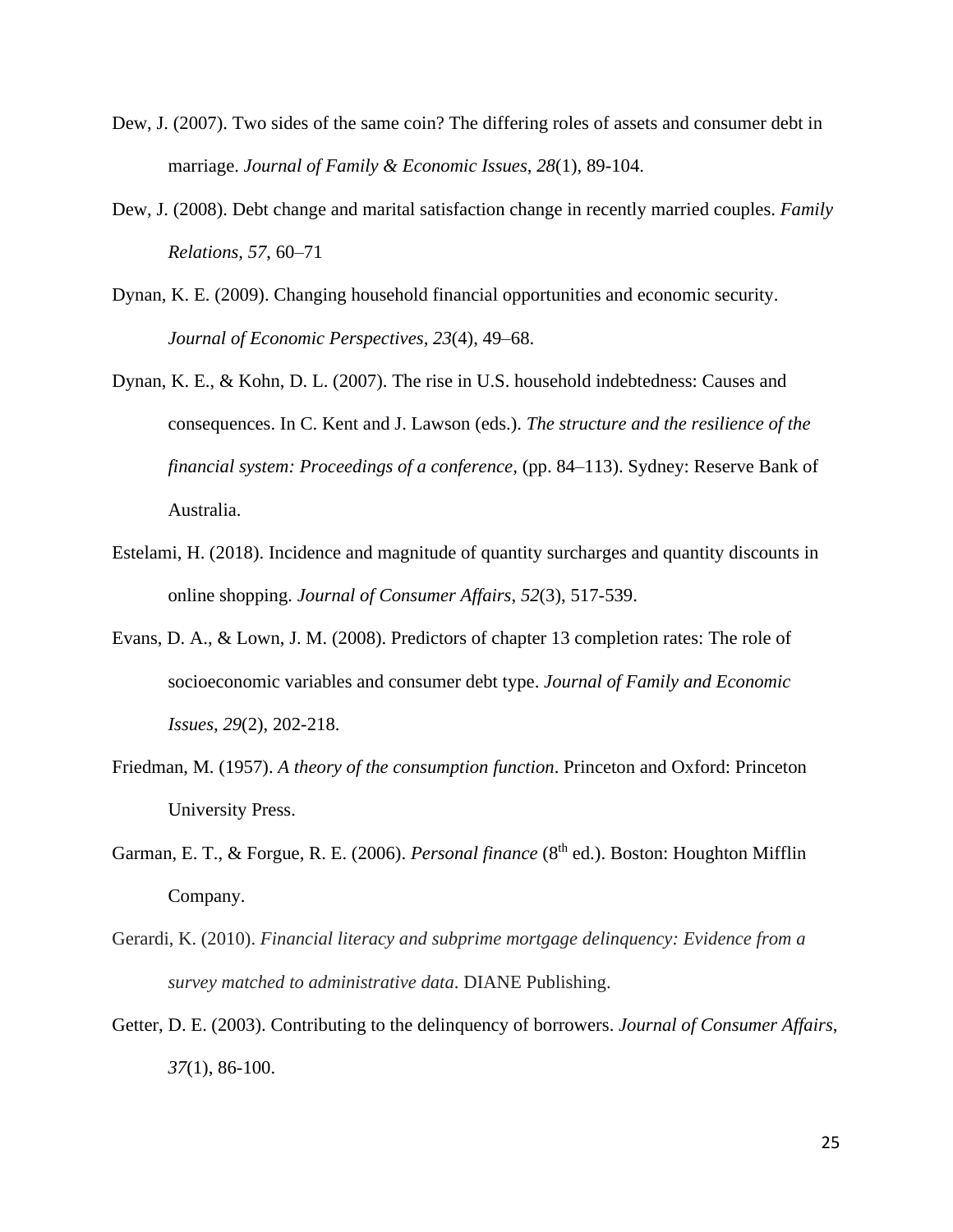Dew, J. (2007). Two sides of the same coin? The differing roles of assets and consumer debt in marriage. *Journal of Family & Economic Issues, 28*(1), 89-104.

Dew, J. (2008). Debt change and marital satisfaction change in recently married couples. *Family Relations, 57*, 60–71

Dynan, K. E. (2009). Changing household financial opportunities and economic security. *Journal of Economic Perspectives, 23*(4), 49–68.

Dynan, K. E., & Kohn, D. L. (2007). The rise in U.S. household indebtedness: Causes and consequences. In C. Kent and J. Lawson (eds.). *The structure and the resilience of the financial system: Proceedings of a conference*, (pp. 84–113). Sydney: Reserve Bank of Australia.

Estelami, H. (2018). Incidence and magnitude of quantity surcharges and quantity discounts in online shopping. *Journal of Consumer Affairs, 52*(3), 517-539.

Evans, D. A., & Lown, J. M. (2008). Predictors of chapter 13 completion rates: The role of socioeconomic variables and consumer debt type. *Journal of Family and Economic Issues, 29*(2), 202-218.

Friedman, M. (1957). *A theory of the consumption function*. Princeton and Oxford: Princeton University Press.

Garman, E. T., & Forgue, R. E. (2006). *Personal finance* (8th ed.). Boston: Houghton Mifflin Company.

Gerardi, K. (2010). *Financial literacy and subprime mortgage delinquency: Evidence from a survey matched to administrative data*. DIANE Publishing.

Getter, D. E. (2003). Contributing to the delinquency of borrowers. *Journal of Consumer Affairs, 37*(1), 86-100.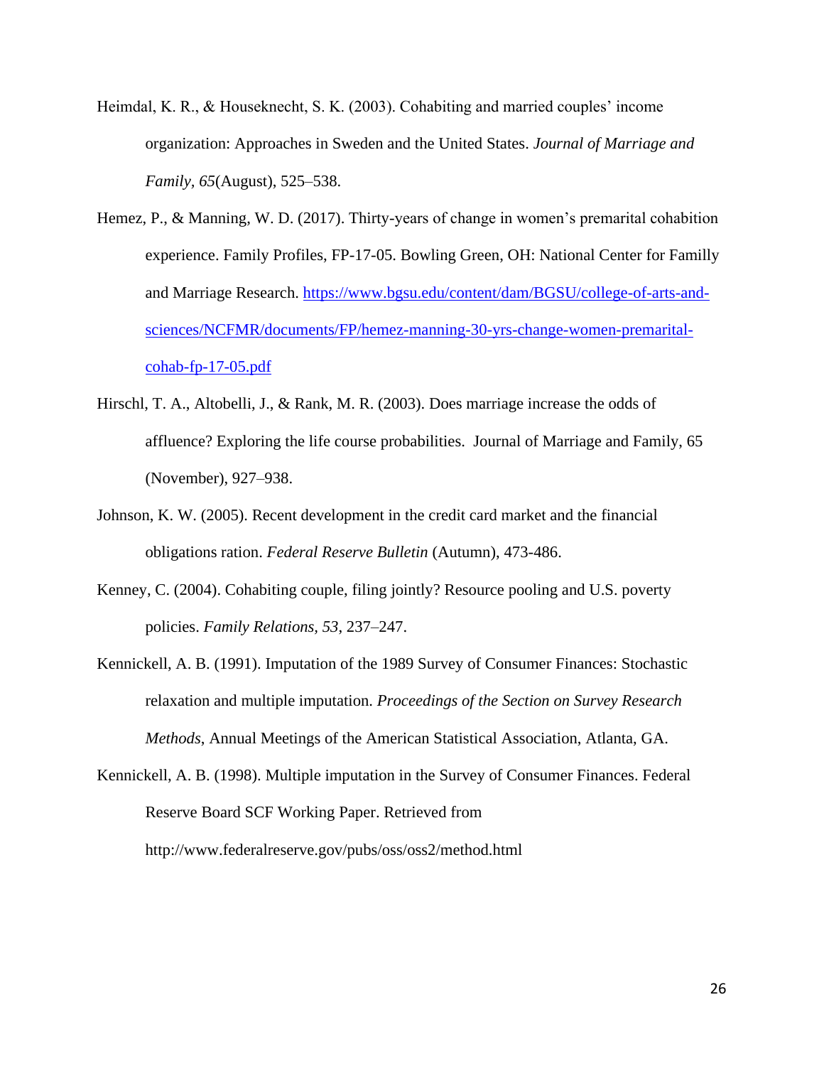Heimdal, K. R., & Houseknecht, S. K. (2003). Cohabiting and married couples' income organization: Approaches in Sweden and the United States. *Journal of Marriage and Family*, *65*(August), 525–538.

Hemez, P., & Manning, W. D. (2017). Thirty-years of change in women's premarital cohabition experience. Family Profiles, FP-17-05. Bowling Green, OH: National Center for Familly and Marriage Research. https://www.bgsu.edu/content/dam/BGSU/college-of-arts-and-sciences/NCFMR/documents/FP/hemez-manning-30-yrs-change-women-premarital-cohab-fp-17-05.pdf

Hirschl, T. A., Altobelli, J., & Rank, M. R. (2003). Does marriage increase the odds of affluence? Exploring the life course probabilities. Journal of Marriage and Family, 65 (November), 927–938.

Johnson, K. W. (2005). Recent development in the credit card market and the financial obligations ration. *Federal Reserve Bulletin* (Autumn), 473-486.

Kenney, C. (2004). Cohabiting couple, filing jointly? Resource pooling and U.S. poverty policies. *Family Relations*, *53*, 237–247.

Kennickell, A. B. (1991). Imputation of the 1989 Survey of Consumer Finances: Stochastic relaxation and multiple imputation. *Proceedings of the Section on Survey Research Methods*, Annual Meetings of the American Statistical Association, Atlanta, GA.

Kennickell, A. B. (1998). Multiple imputation in the Survey of Consumer Finances. Federal Reserve Board SCF Working Paper. Retrieved from http://www.federalreserve.gov/pubs/oss/oss2/method.html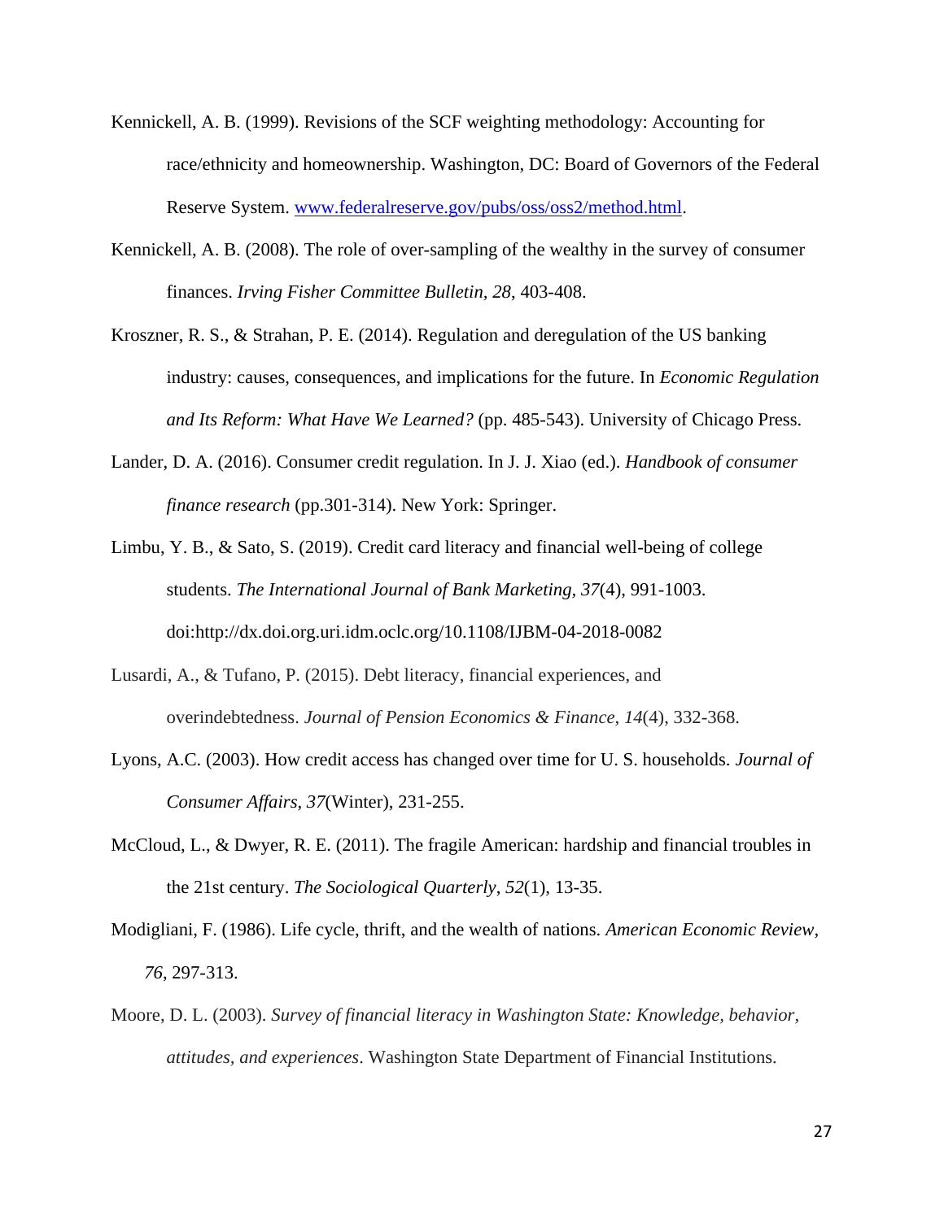Kennickell, A. B. (1999). Revisions of the SCF weighting methodology: Accounting for race/ethnicity and homeownership. Washington, DC: Board of Governors of the Federal Reserve System. [www.federalreserve.gov/pubs/oss/oss2/method.html](www.federalreserve.gov/pubs/oss/oss2/method.html).

Kennickell, A. B. (2008). The role of over-sampling of the wealthy in the survey of consumer finances. *Irving Fisher Committee Bulletin, 28*, 403-408.

Kroszner, R. S., & Strahan, P. E. (2014). Regulation and deregulation of the US banking industry: causes, consequences, and implications for the future. In *Economic Regulation and Its Reform: What Have We Learned?* (pp. 485-543). University of Chicago Press.

Lander, D. A. (2016). Consumer credit regulation. In J. J. Xiao (ed.). *Handbook of consumer finance research* (pp.301-314). New York: Springer.

Limbu, Y. B., & Sato, S. (2019). Credit card literacy and financial well-being of college students. *The International Journal of Bank Marketing, 37*(4), 991-1003. doi:http://dx.doi.org.uri.idm.oclc.org/10.1108/IJBM-04-2018-0082

Lusardi, A., & Tufano, P. (2015). Debt literacy, financial experiences, and overindebtedness. *Journal of Pension Economics & Finance*, *14*(4), 332-368.

Lyons, A.C. (2003). How credit access has changed over time for U. S. households. *Journal of Consumer Affairs*, *37*(Winter), 231-255.

McCloud, L., & Dwyer, R. E. (2011). The fragile American: hardship and financial troubles in the 21st century. *The Sociological Quarterly*, *52*(1), 13-35.

Modigliani, F. (1986). Life cycle, thrift, and the wealth of nations. *American Economic Review, 76*, 297-313.

Moore, D. L. (2003). *Survey of financial literacy in Washington State: Knowledge, behavior, attitudes, and experiences*. Washington State Department of Financial Institutions.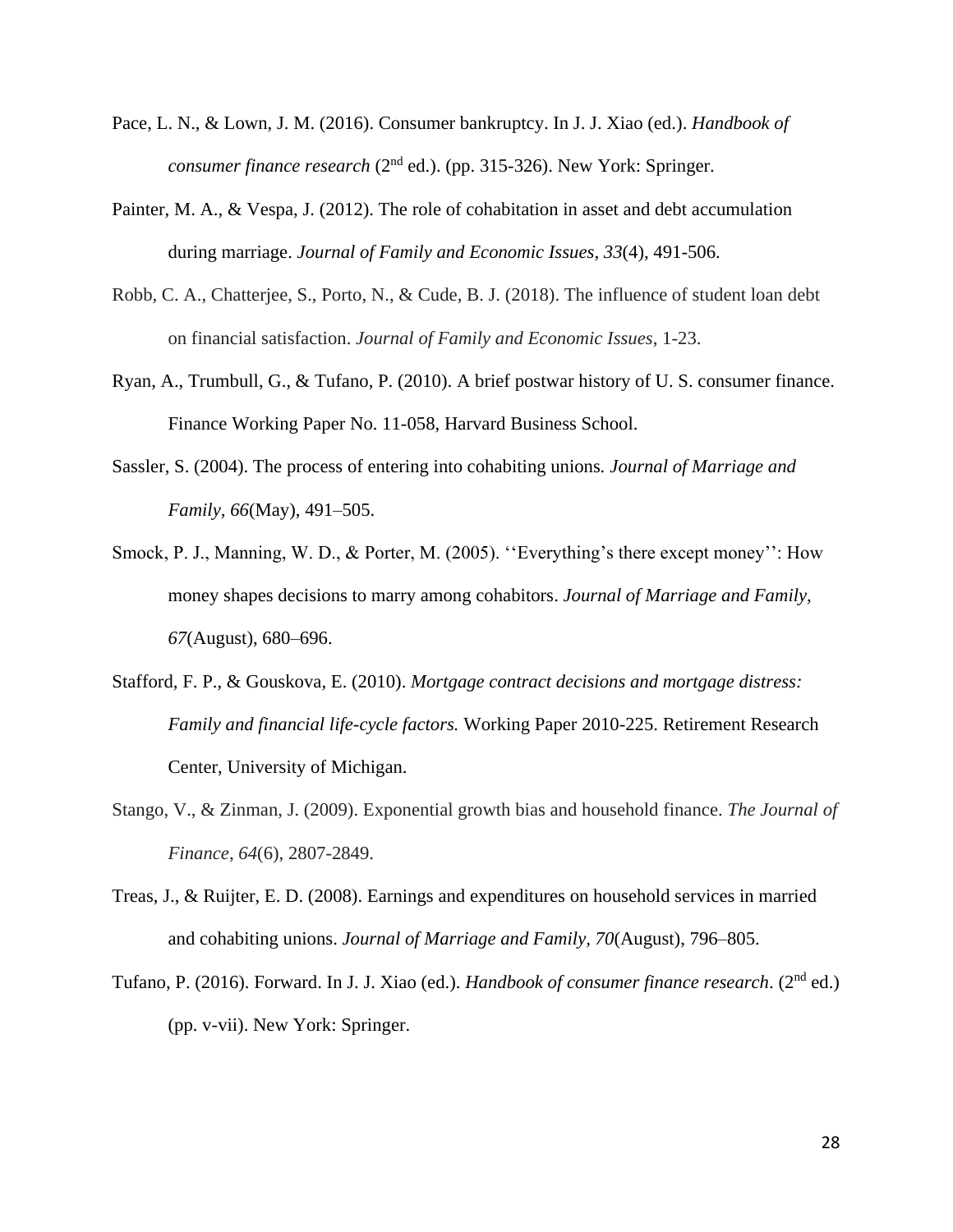Pace, L. N., & Lown, J. M. (2016). Consumer bankruptcy. In J. J. Xiao (ed.). *Handbook of consumer finance research* (2nd ed.). (pp. 315-326). New York: Springer.

Painter, M. A., & Vespa, J. (2012). The role of cohabitation in asset and debt accumulation during marriage. *Journal of Family and Economic Issues, 33*(4), 491-506.

Robb, C. A., Chatterjee, S., Porto, N., & Cude, B. J. (2018). The influence of student loan debt on financial satisfaction. *Journal of Family and Economic Issues*, 1-23.

Ryan, A., Trumbull, G., & Tufano, P. (2010). A brief postwar history of U. S. consumer finance. Finance Working Paper No. 11-058, Harvard Business School.

Sassler, S. (2004). The process of entering into cohabiting unions*. Journal of Marriage and Family, 66*(May), 491–505.

Smock, P. J., Manning, W. D., & Porter, M. (2005). ‘‘Everything’s there except money’’: How money shapes decisions to marry among cohabitors. *Journal of Marriage and Family, 67*(August), 680–696.

Stafford, F. P., & Gouskova, E. (2010). *Mortgage contract decisions and mortgage distress: Family and financial life-cycle factors.* Working Paper 2010-225. Retirement Research Center, University of Michigan.

Stango, V., & Zinman, J. (2009). Exponential growth bias and household finance. *The Journal of Finance*, *64*(6), 2807-2849.

Treas, J., & Ruijter, E. D. (2008). Earnings and expenditures on household services in married and cohabiting unions. *Journal of Marriage and Family, 70*(August), 796–805.

Tufano, P. (2016). Forward. In J. J. Xiao (ed.). *Handbook of consumer finance research*. (2nd ed.) (pp. v-vii). New York: Springer.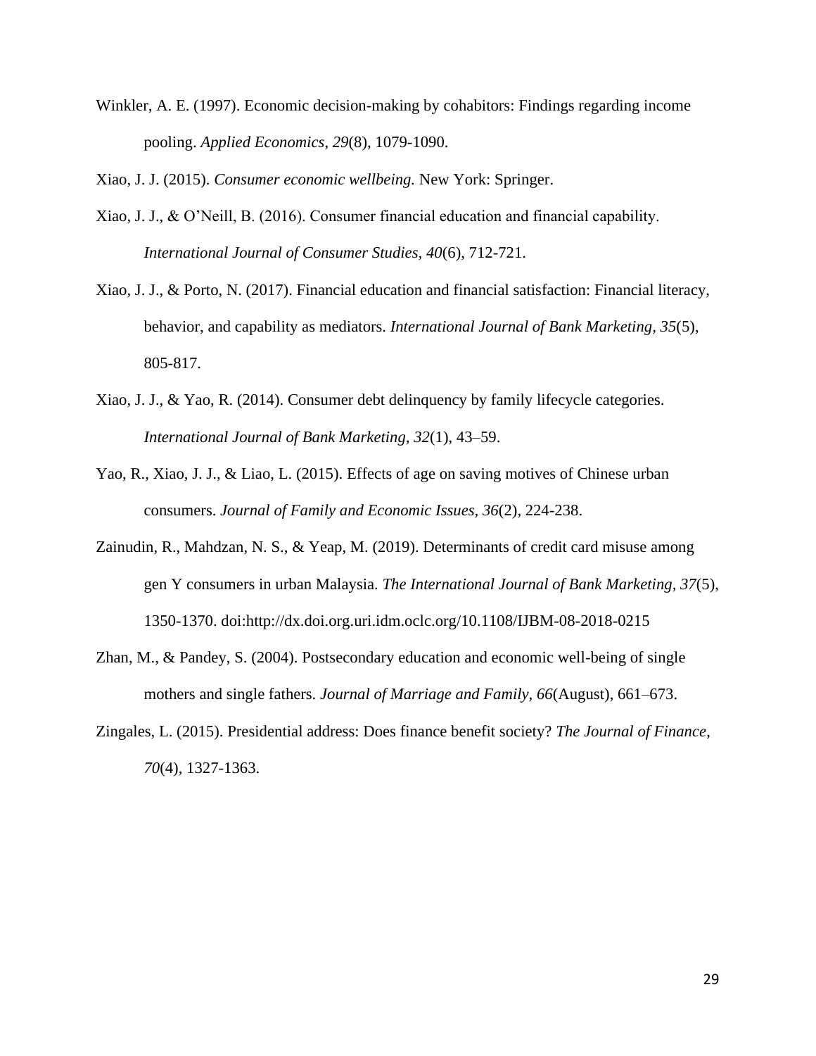Winkler, A. E. (1997). Economic decision-making by cohabitors: Findings regarding income pooling. *Applied Economics*, *29*(8), 1079-1090.

Xiao, J. J. (2015). *Consumer economic wellbeing.* New York: Springer.

Xiao, J. J., & O'Neill, B. (2016). Consumer financial education and financial capability. *International Journal of Consumer Studies, 40*(6), 712-721.

Xiao, J. J., & Porto, N. (2017). Financial education and financial satisfaction: Financial literacy, behavior, and capability as mediators. *International Journal of Bank Marketing*, *35*(5), 805-817.

Xiao, J. J., & Yao, R. (2014). Consumer debt delinquency by family lifecycle categories. *International Journal of Bank Marketing*, *32*(1), 43–59.

Yao, R., Xiao, J. J., & Liao, L. (2015). Effects of age on saving motives of Chinese urban consumers. *Journal of Family and Economic Issues, 36*(2), 224-238.

Zainudin, R., Mahdzan, N. S., & Yeap, M. (2019). Determinants of credit card misuse among gen Y consumers in urban Malaysia. *The International Journal of Bank Marketing*, *37*(5), 1350-1370. doi:http://dx.doi.org.uri.idm.oclc.org/10.1108/IJBM-08-2018-0215

Zhan, M., & Pandey, S. (2004). Postsecondary education and economic well-being of single mothers and single fathers. *Journal of Marriage and Family*, *66*(August), 661–673.

Zingales, L. (2015). Presidential address: Does finance benefit society? *The Journal of Finance*, *70*(4), 1327-1363.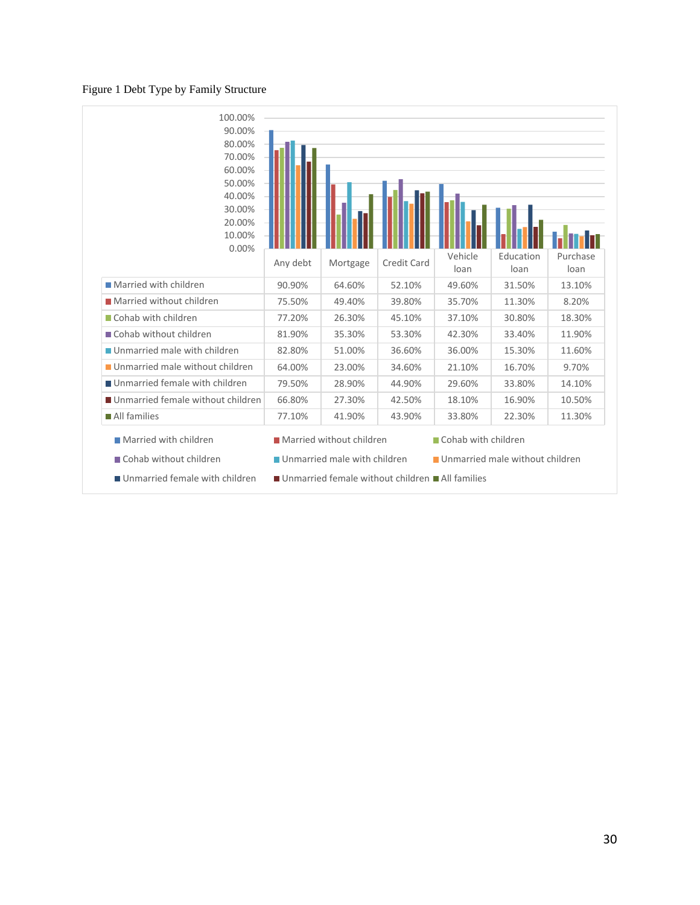Figure 1 Debt Type by Family Structure

| | Any debt | Mortgage | Credit Card | Vehicle loan | Education loan | Purchase loan |
|---|---|---|---|---|---|---|
| Married with children | 90.90% | 64.60% | 52.10% | 49.60% | 31.50% | 13.10% |
| Married without children | 75.50% | 49.40% | 39.80% | 35.70% | 11.30% | 8.20% |
| Cohab with children | 77.20% | 26.30% | 45.10% | 37.10% | 30.80% | 18.30% |
| Cohab without children | 81.90% | 35.30% | 53.30% | 42.30% | 33.40% | 11.90% |
| Unmarried male with children | 82.80% | 51.00% | 36.60% | 36.00% | 15.30% | 11.60% |
| Unmarried male without children | 64.00% | 23.00% | 34.60% | 21.10% | 16.70% | 9.70% |
| Unmarried female with children | 79.50% | 28.90% | 44.90% | 29.60% | 33.80% | 14.10% |
| Unmarried female without children | 66.80% | 27.30% | 42.50% | 18.10% | 16.90% | 10.50% |
| All families | 77.10% | 41.90% | 43.90% | 33.80% | 22.30% | 11.30% |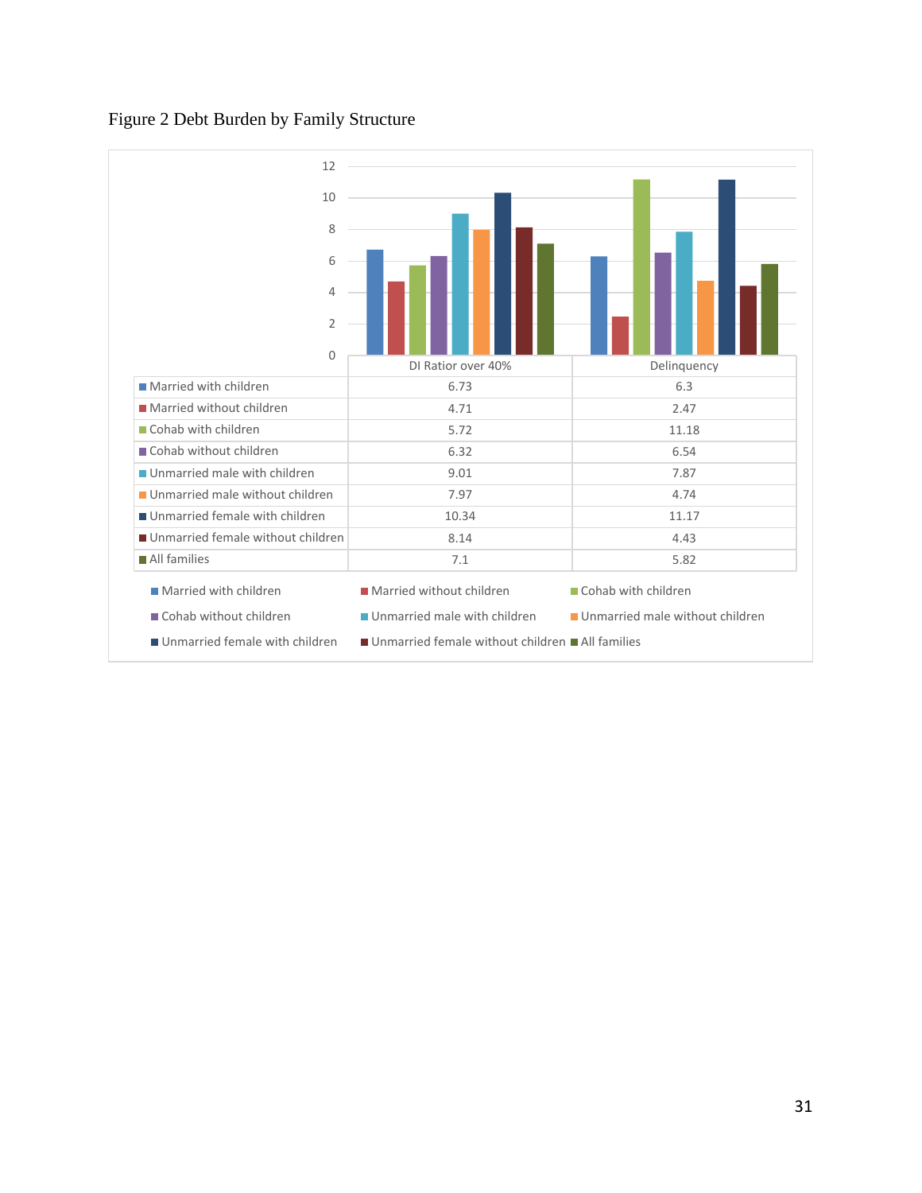Figure 2 Debt Burden by Family Structure

|  | DI Ratior over 40% | Delinquency |
| --- | --- | --- |
| Married with children | 6.73 | 6.3 |
| Married without children | 4.71 | 2.47 |
| Cohab with children | 5.72 | 11.18 |
| Cohab without children | 6.32 | 6.54 |
| Unmarried male with children | 9.01 | 7.87 |
| Unmarried male without children | 7.97 | 4.74 |
| Unmarried female with children | 10.34 | 11.17 |
| Unmarried female without children | 8.14 | 4.43 |
| All families | 7.1 | 5.82 |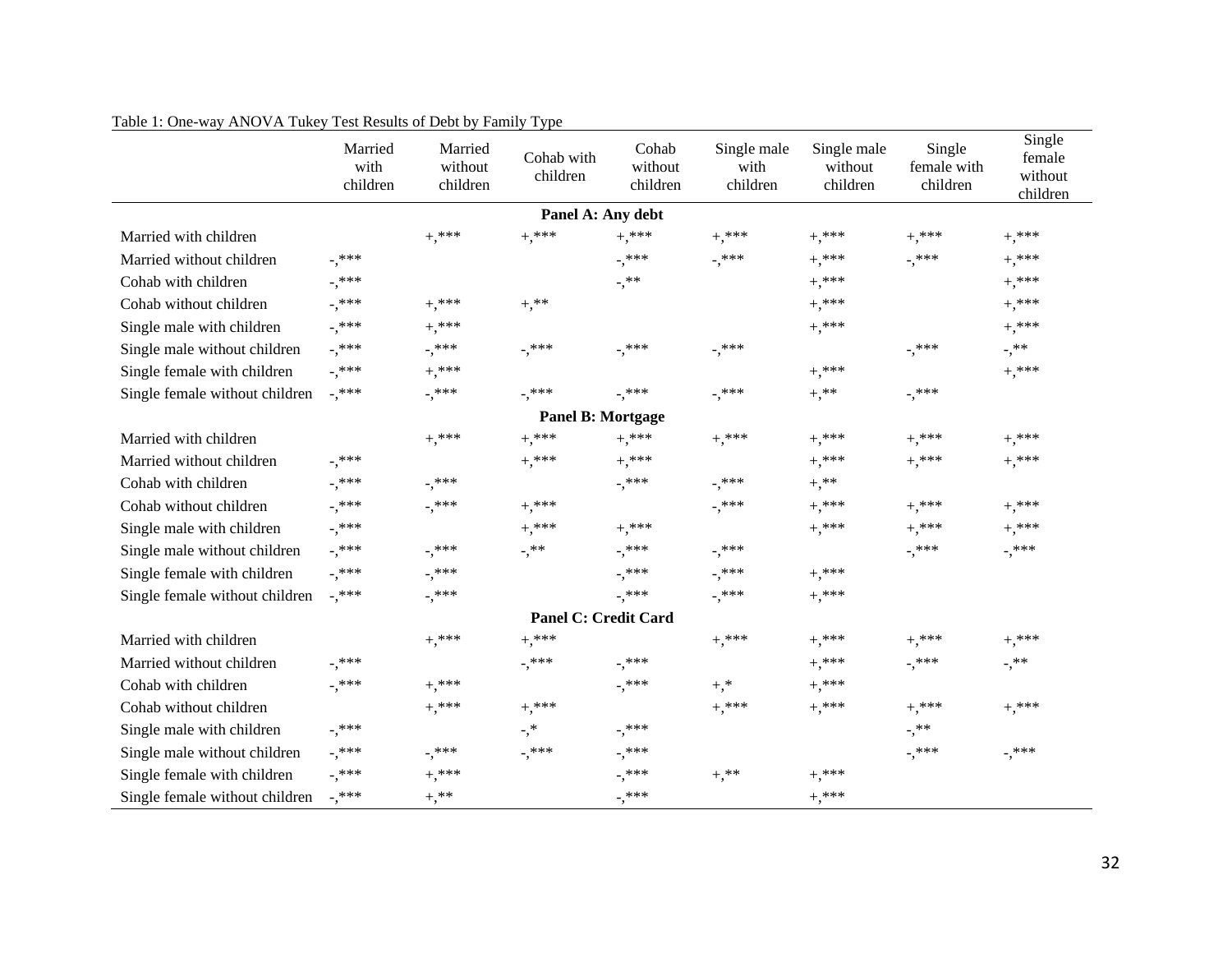Table 1: One-way ANOVA Tukey Test Results of Debt by Family Type

| | Married with children | Married without children | Cohab with children | Cohab without children | Single male with children | Single male without children | Single female with children | Single female without children |
|---|---|---|---|---|---|---|---|---|
| **Panel A: Any debt** | | | | | | | | |
| Married with children | | +,*** | +,*** | +,*** | +,*** | +,*** | +,*** | +,*** |
| Married without children | -,*** | | | -,*** | -,*** | +,*** | -,*** | +,*** |
| Cohab with children | -,*** | | | -,** | | +,*** | | +,*** |
| Cohab without children | -,*** | +,*** | +,** | | | +,*** | | +,*** |
| Single male with children | -,*** | +,*** | | | | +,*** | | +,*** |
| Single male without children | -,*** | -,*** | -,*** | -,*** | -,*** | | -,*** | -,** |
| Single female with children | -,*** | +,*** | | | | +,*** | | +,*** |
| Single female without children | -,*** | -,*** | -,*** | -,*** | -,*** | +,** | -,*** | |
| **Panel B: Mortgage** | | | | | | | | |
| Married with children | | +,*** | +,*** | +,*** | +,*** | +,*** | +,*** | +,*** |
| Married without children | -,*** | | +,*** | +,*** | | +,*** | +,*** | +,*** |
| Cohab with children | -,*** | -,*** | | -,*** | -,*** | +,** | | |
| Cohab without children | -,*** | -,*** | +,*** | | -,*** | +,*** | +,*** | +,*** |
| Single male with children | -,*** | | +,*** | +,*** | | +,*** | +,*** | +,*** |
| Single male without children | -,*** | -,*** | -,** | -,*** | -,*** | | -,*** | -,*** |
| Single female with children | -,*** | -,*** | | -,*** | -,*** | +,*** | | |
| Single female without children | -,*** | -,*** | | -,*** | -,*** | +,*** | | |
| **Panel C: Credit Card** | | | | | | | | |
| Married with children | | +,*** | +,*** | | +,*** | +,*** | +,*** | +,*** |
| Married without children | -,*** | | -,*** | -,*** | | +,*** | -,*** | -,** |
| Cohab with children | -,*** | +,*** | | -,*** | +,* | +,*** | | |
| Cohab without children | | +,*** | +,*** | | +,*** | +,*** | +,*** | +,*** |
| Single male with children | -,*** | | -,* | -,*** | | | -,** | |
| Single male without children | -,*** | -,*** | -,*** | -,*** | | | -,*** | -,*** |
| Single female with children | -,*** | +,*** | | -,*** | +,** | +,*** | | |
| Single female without children | -,*** | +,** | | -,*** | | +,*** | | |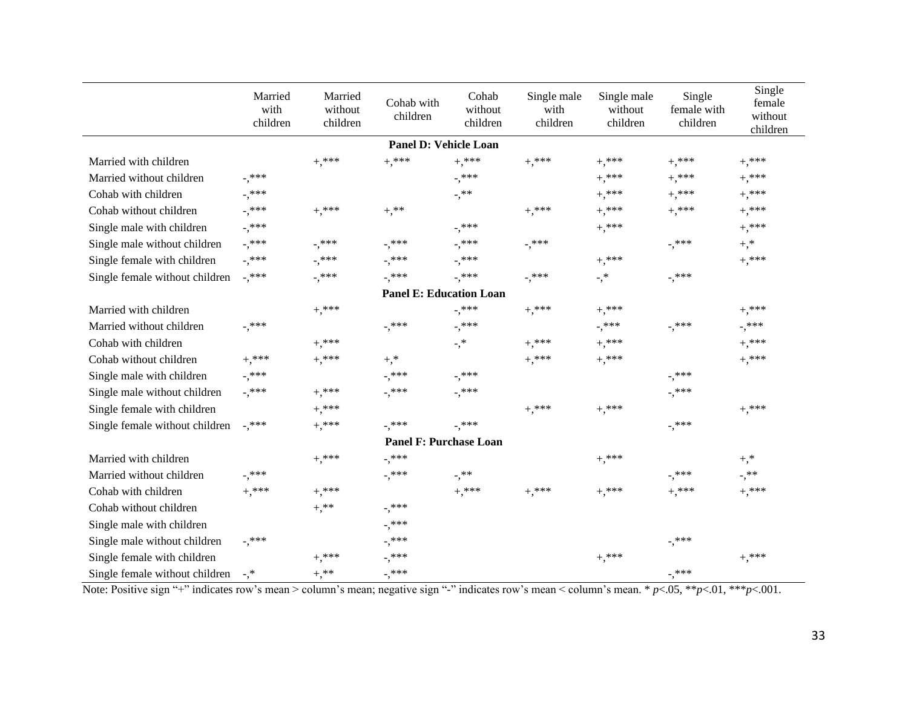| | Married with children | Married without children | Cohab with children | Cohab without children | Single male with children | Single male without children | Single female with children | Single female without children |
|---|---|---|---|---|---|---|---|---|
| **Panel D: Vehicle Loan** | | | | | | | | |
| Married with children | | +,*** | +,*** | +,*** | +,*** | +,*** | +,*** | +,*** |
| Married without children | -,*** | | | -,*** | | +,*** | +,*** | +,*** |
| Cohab with children | -,*** | | | -,** | | +,*** | +,*** | +,*** |
| Cohab without children | -,*** | +,*** | +,** | | +,*** | +,*** | +,*** | +,*** |
| Single male with children | -,*** | | | -,*** | | +,*** | | +,*** |
| Single male without children | -,*** | -,*** | -,*** | -,*** | -,*** | | -,*** | +,* |
| Single female with children | -,*** | -,*** | -,*** | -,*** | | +,*** | | +,*** |
| Single female without children | -,*** | -,*** | -,*** | -,*** | -,*** | -,* | -,*** | |
| **Panel E: Education Loan** | | | | | | | | |
| Married with children | | +,*** | | -,*** | +,*** | +,*** | | +,*** |
| Married without children | -,*** | | -,*** | -,*** | | -,*** | -,*** | -,*** |
| Cohab with children | | +,*** | | -,* | +,*** | +,*** | | +,*** |
| Cohab without children | +,*** | +,*** | +,* | | +,*** | +,*** | | +,*** |
| Single male with children | -,*** | | -,*** | -,*** | | | -,*** | |
| Single male without children | -,*** | +,*** | -,*** | -,*** | | | -,*** | |
| Single female with children | | +,*** | | | +,*** | +,*** | | +,*** |
| Single female without children | -,*** | +,*** | -,*** | -,*** | | | -,*** | |
| **Panel F: Purchase Loan** | | | | | | | | |
| Married with children | | +,*** | -,*** | | | +,*** | | +,* |
| Married without children | -,*** | | -,*** | -,** | | | -,*** | -,** |
| Cohab with children | +,*** | +,*** | | +,*** | +,*** | +,*** | +,*** | +,*** |
| Cohab without children | | +,** | -,*** | | | | | |
| Single male with children | | | -,*** | | | | | |
| Single male without children | -,*** | | -,*** | | | | -,*** | |
| Single female with children | | +,*** | -,*** | | | +,*** | | +,*** |
| Single female without children | -,* | +,** | -,*** | | | | -,*** | |

Note: Positive sign "+" indicates row's mean > column's mean; negative sign "-" indicates row's mean < column's mean. * $p$<.05, ** $p$<.01, *** $p$<.001.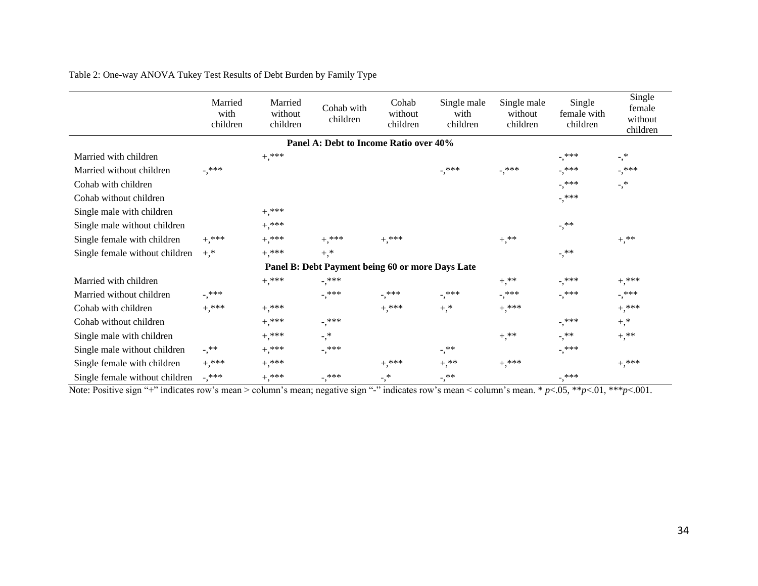Table 2: One-way ANOVA Tukey Test Results of Debt Burden by Family Type

| | Married with children | Married without children | Cohab with children | Cohab without children | Single male with children | Single male without children | Single female with children | Single female without children |
|---|---|---|---|---|---|---|---|---|
| **Panel A: Debt to Income Ratio over 40%** | | | | | | | | |
| Married with children | | +,*** | | | | | -,*** | -,* |
| Married without children | -,*** | | | | -,*** | -,*** | -,*** | -,*** |
| Cohab with children | | | | | | | -,*** | -,* |
| Cohab without children | | | | | | | -,*** | |
| Single male with children | | +,*** | | | | | | |
| Single male without children | | +,*** | | | | | -,** | |
| Single female with children | +,*** | +,*** | +,*** | +,*** | | +,** | | +,** |
| Single female without children | +,* | +,*** | +,* | | | | -,** | |
| **Panel B: Debt Payment being 60 or more Days Late** | | | | | | | | |
| Married with children | | +,*** | -,*** | | | +,** | -,*** | +,*** |
| Married without children | -,*** | | -,*** | -,*** | -,*** | -,*** | -,*** | -,*** |
| Cohab with children | +,*** | +,*** | | +,*** | +,* | +,*** | | +,*** |
| Cohab without children | | +,*** | -,*** | | | | -,*** | +,* |
| Single male with children | | +,*** | -,* | | | +,** | -,** | +,** |
| Single male without children | -,** | +,*** | -,*** | | -,** | | -,*** | |
| Single female with children | +,*** | +,*** | | +,*** | +,** | +,*** | | +,*** |
| Single female without children | -,*** | +,*** | -,*** | -,* | -,** | | -,*** | |

Note: Positive sign "+" indicates row's mean > column's mean; negative sign "-" indicates row's mean < column's mean. * $p<.05$, ** $p<.01$, *** $p<.001$.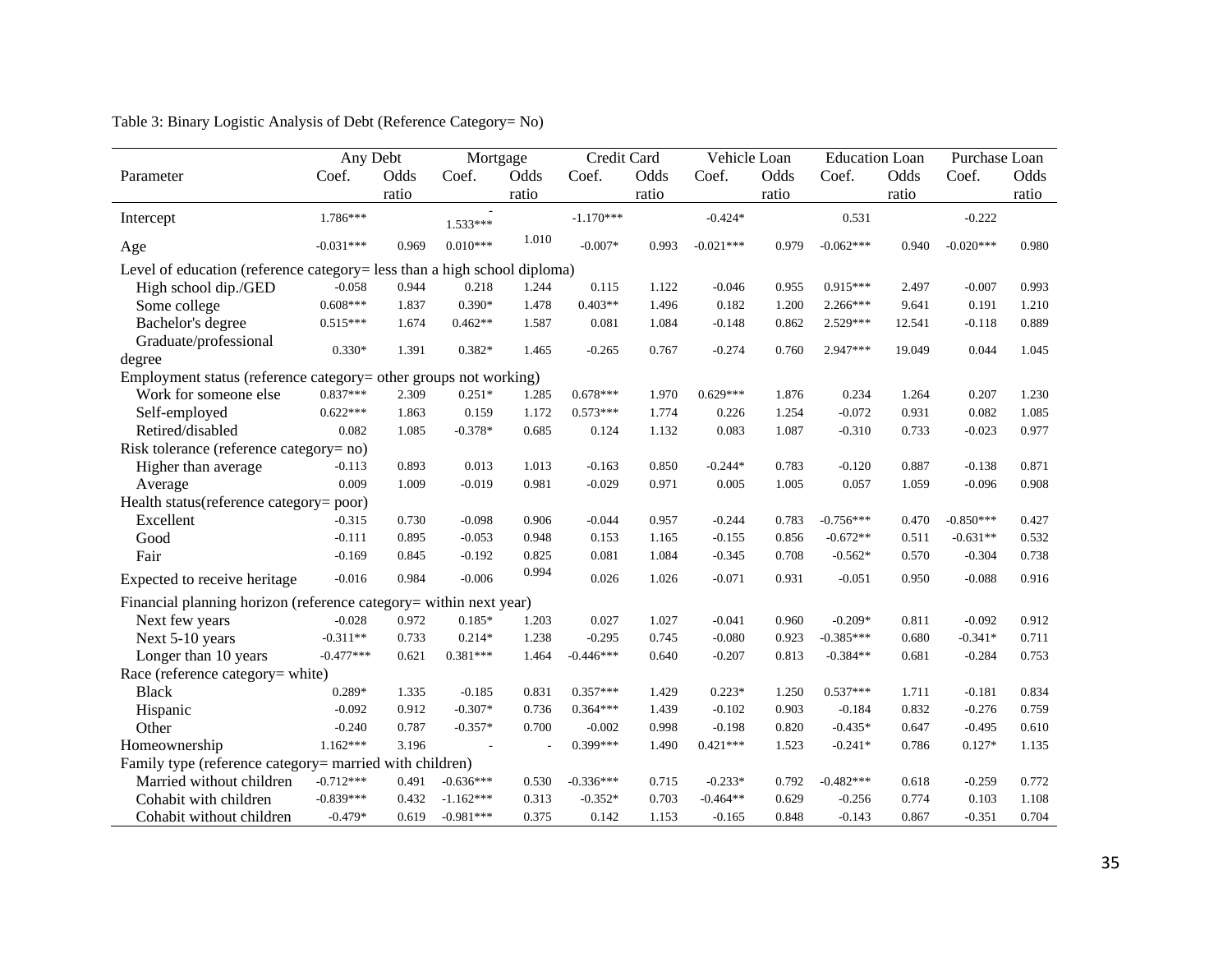Table 3: Binary Logistic Analysis of Debt (Reference Category= No)

| Parameter | Any Debt | | Mortgage | | Credit Card | | Vehicle Loan | | Education Loan | | Purchase Loan | |
|---|---|---|---|---|---|---|---|---|---|---|---|---|
| | Coef. | Odds ratio | Coef. | Odds ratio | Coef. | Odds ratio | Coef. | Odds ratio | Coef. | Odds ratio | Coef. | Odds ratio |
| Intercept | 1.786*** | | -1.533*** | | -1.170*** | | -0.424* | | 0.531 | | -0.222 | |
| Age | -0.031*** | 0.969 | 0.010*** | 1.010 | -0.007* | 0.993 | -0.021*** | 0.979 | -0.062*** | 0.940 | -0.020*** | 0.980 |
| Level of education (reference category= less than a high school diploma) | | | | | | | | | | | | |
| High school dip./GED | -0.058 | 0.944 | 0.218 | 1.244 | 0.115 | 1.122 | -0.046 | 0.955 | 0.915*** | 2.497 | -0.007 | 0.993 |
| Some college | 0.608*** | 1.837 | 0.390* | 1.478 | 0.403** | 1.496 | 0.182 | 1.200 | 2.266*** | 9.641 | 0.191 | 1.210 |
| Bachelor's degree | 0.515*** | 1.674 | 0.462** | 1.587 | 0.081 | 1.084 | -0.148 | 0.862 | 2.529*** | 12.541 | -0.118 | 0.889 |
| Graduate/professional degree | 0.330* | 1.391 | 0.382* | 1.465 | -0.265 | 0.767 | -0.274 | 0.760 | 2.947*** | 19.049 | 0.044 | 1.045 |
| Employment status (reference category= other groups not working) | | | | | | | | | | | | |
| Work for someone else | 0.837*** | 2.309 | 0.251* | 1.285 | 0.678*** | 1.970 | 0.629*** | 1.876 | 0.234 | 1.264 | 0.207 | 1.230 |
| Self-employed | 0.622*** | 1.863 | 0.159 | 1.172 | 0.573*** | 1.774 | 0.226 | 1.254 | -0.072 | 0.931 | 0.082 | 1.085 |
| Retired/disabled | 0.082 | 1.085 | -0.378* | 0.685 | 0.124 | 1.132 | 0.083 | 1.087 | -0.310 | 0.733 | -0.023 | 0.977 |
| Risk tolerance (reference category= no) | | | | | | | | | | | | |
| Higher than average | -0.113 | 0.893 | 0.013 | 1.013 | -0.163 | 0.850 | -0.244* | 0.783 | -0.120 | 0.887 | -0.138 | 0.871 |
| Average | 0.009 | 1.009 | -0.019 | 0.981 | -0.029 | 0.971 | 0.005 | 1.005 | 0.057 | 1.059 | -0.096 | 0.908 |
| Health status(reference category= poor) | | | | | | | | | | | | |
| Excellent | -0.315 | 0.730 | -0.098 | 0.906 | -0.044 | 0.957 | -0.244 | 0.783 | -0.756*** | 0.470 | -0.850*** | 0.427 |
| Good | -0.111 | 0.895 | -0.053 | 0.948 | 0.153 | 1.165 | -0.155 | 0.856 | -0.672** | 0.511 | -0.631** | 0.532 |
| Fair | -0.169 | 0.845 | -0.192 | 0.825 | 0.081 | 1.084 | -0.345 | 0.708 | -0.562* | 0.570 | -0.304 | 0.738 |
| Expected to receive heritage | -0.016 | 0.984 | -0.006 | 0.994 | 0.026 | 1.026 | -0.071 | 0.931 | -0.051 | 0.950 | -0.088 | 0.916 |
| Financial planning horizon (reference category= within next year) | | | | | | | | | | | | |
| Next few years | -0.028 | 0.972 | 0.185* | 1.203 | 0.027 | 1.027 | -0.041 | 0.960 | -0.209* | 0.811 | -0.092 | 0.912 |
| Next 5-10 years | -0.311** | 0.733 | 0.214* | 1.238 | -0.295 | 0.745 | -0.080 | 0.923 | -0.385*** | 0.680 | -0.341* | 0.711 |
| Longer than 10 years | -0.477*** | 0.621 | 0.381*** | 1.464 | -0.446*** | 0.640 | -0.207 | 0.813 | -0.384** | 0.681 | -0.284 | 0.753 |
| Race (reference category= white) | | | | | | | | | | | | |
| Black | 0.289* | 1.335 | -0.185 | 0.831 | 0.357*** | 1.429 | 0.223* | 1.250 | 0.537*** | 1.711 | -0.181 | 0.834 |
| Hispanic | -0.092 | 0.912 | -0.307* | 0.736 | 0.364*** | 1.439 | -0.102 | 0.903 | -0.184 | 0.832 | -0.276 | 0.759 |
| Other | -0.240 | 0.787 | -0.357* | 0.700 | -0.002 | 0.998 | -0.198 | 0.820 | -0.435* | 0.647 | -0.495 | 0.610 |
| Homeownership | 1.162*** | 3.196 | - | - | 0.399*** | 1.490 | 0.421*** | 1.523 | -0.241* | 0.786 | 0.127* | 1.135 |
| Family type (reference category= married with children) | | | | | | | | | | | | |
| Married without children | -0.712*** | 0.491 | -0.636*** | 0.530 | -0.336*** | 0.715 | -0.233* | 0.792 | -0.482*** | 0.618 | -0.259 | 0.772 |
| Cohabit with children | -0.839*** | 0.432 | -1.162*** | 0.313 | -0.352* | 0.703 | -0.464** | 0.629 | -0.256 | 0.774 | 0.103 | 1.108 |
| Cohabit without children | -0.479* | 0.619 | -0.981*** | 0.375 | 0.142 | 1.153 | -0.165 | 0.848 | -0.143 | 0.867 | -0.351 | 0.704 |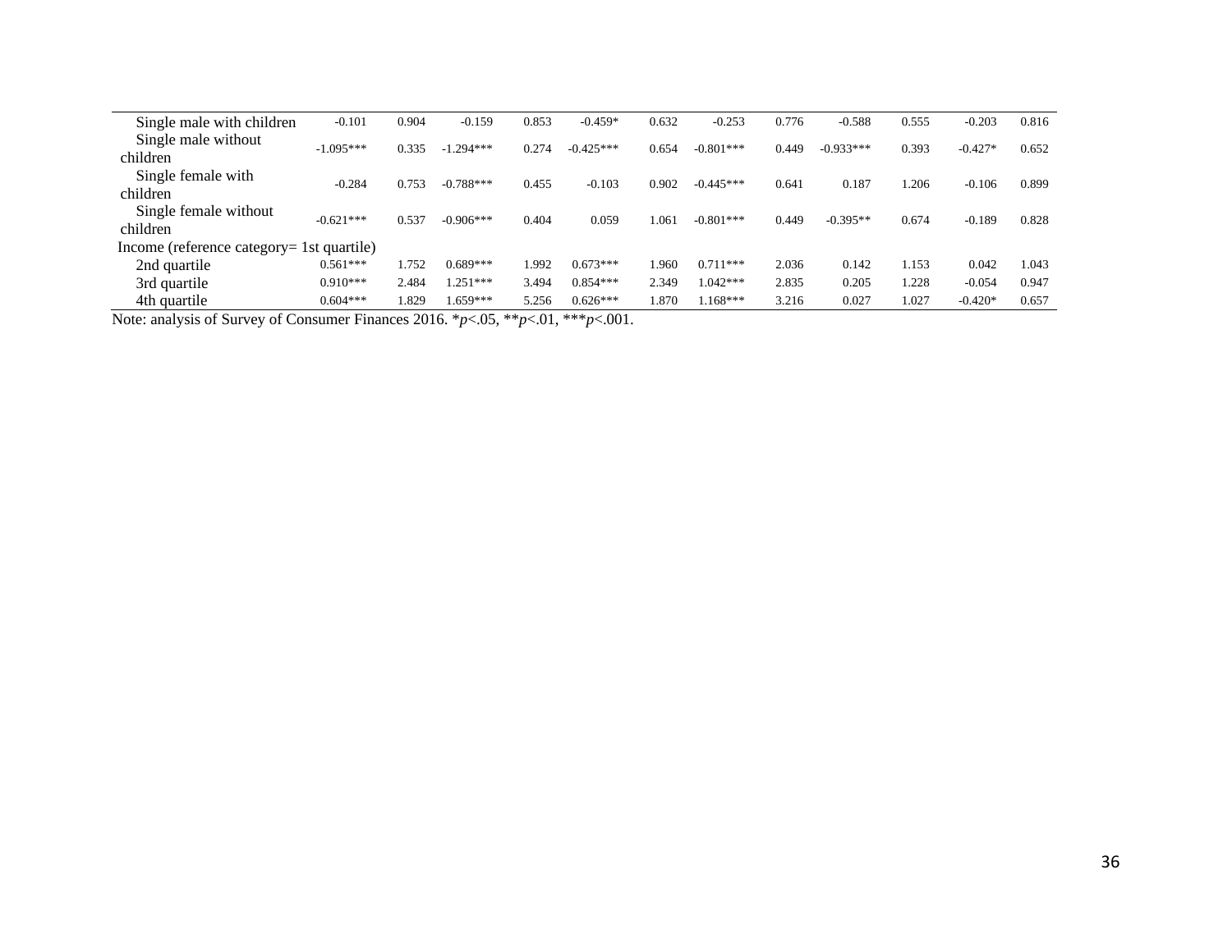| | | | | | | | | | | | | |
|---|---|---|---|---|---|---|---|---|---|---|---|---|
| Single male with children | -0.101 | 0.904 | -0.159 | 0.853 | -0.459* | 0.632 | -0.253 | 0.776 | -0.588 | 0.555 | -0.203 | 0.816 |
| Single male without children | -1.095*** | 0.335 | -1.294*** | 0.274 | -0.425*** | 0.654 | -0.801*** | 0.449 | -0.933*** | 0.393 | -0.427* | 0.652 |
| Single female with children | -0.284 | 0.753 | -0.788*** | 0.455 | -0.103 | 0.902 | -0.445*** | 0.641 | 0.187 | 1.206 | -0.106 | 0.899 |
| Single female without children | -0.621*** | 0.537 | -0.906*** | 0.404 | 0.059 | 1.061 | -0.801*** | 0.449 | -0.395** | 0.674 | -0.189 | 0.828 |
| Income (reference category= 1st quartile) | | | | | | | | | | | | |
| 2nd quartile | 0.561*** | 1.752 | 0.689*** | 1.992 | 0.673*** | 1.960 | 0.711*** | 2.036 | 0.142 | 1.153 | 0.042 | 1.043 |
| 3rd quartile | 0.910*** | 2.484 | 1.251*** | 3.494 | 0.854*** | 2.349 | 1.042*** | 2.835 | 0.205 | 1.228 | -0.054 | 0.947 |
| 4th quartile | 0.604*** | 1.829 | 1.659*** | 5.256 | 0.626*** | 1.870 | 1.168*** | 3.216 | 0.027 | 1.027 | -0.420* | 0.657 |

Note: analysis of Survey of Consumer Finances 2016. *$p$<.05, **$p$<.01, ***$p$<.001.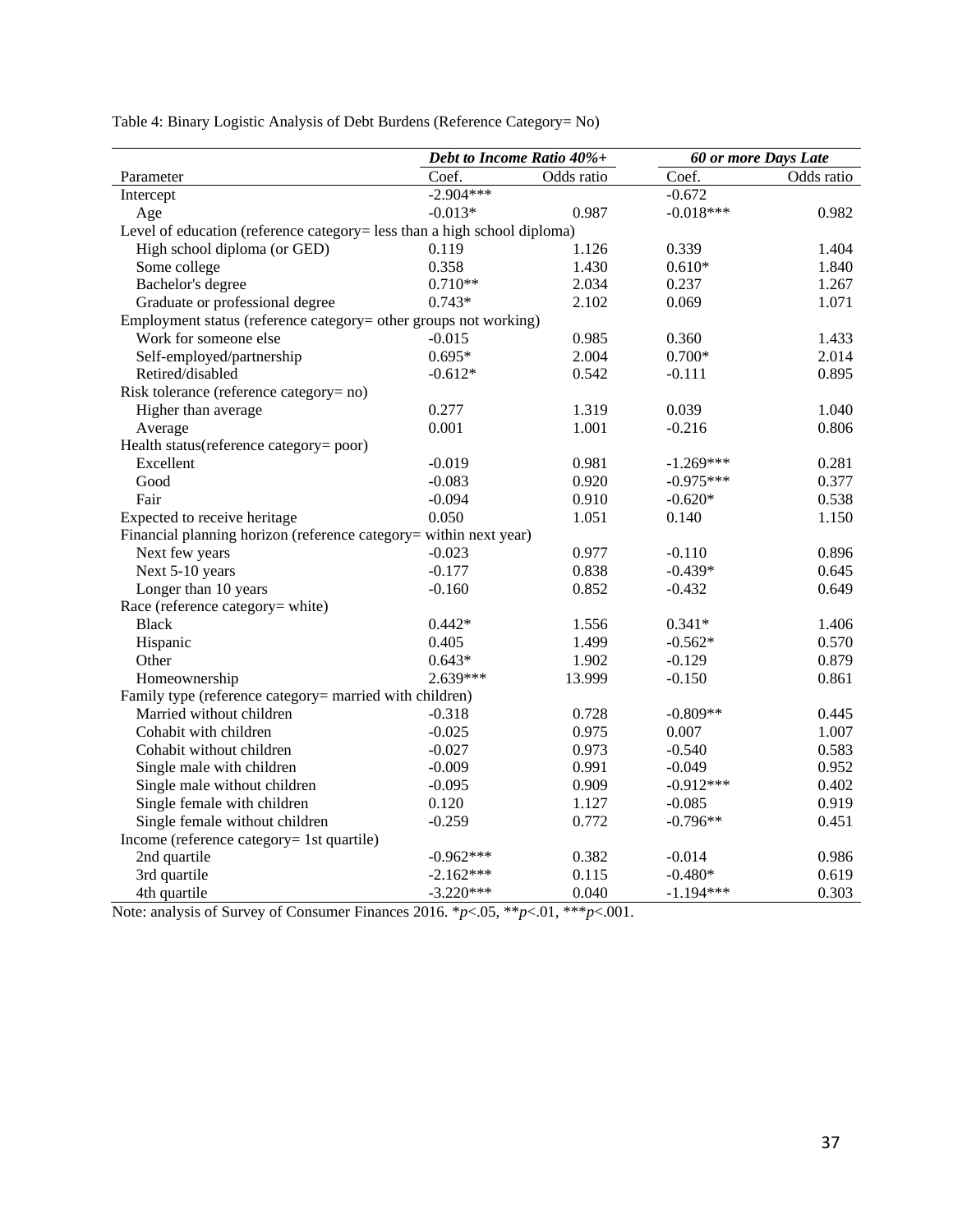Table 4: Binary Logistic Analysis of Debt Burdens (Reference Category= No)

| | ***Debt to Income Ratio 40%+*** | | ***60 or more Days Late*** | |
|---|---|---|---|---|
| Parameter | Coef. | Odds ratio | Coef. | Odds ratio |
| Intercept | -2.904*** | | -0.672 | |
| Age | -0.013* | 0.987 | -0.018*** | 0.982 |
| Level of education (reference category= less than a high school diploma) | | | | |
| High school diploma (or GED) | 0.119 | 1.126 | 0.339 | 1.404 |
| Some college | 0.358 | 1.430 | 0.610* | 1.840 |
| Bachelor's degree | 0.710** | 2.034 | 0.237 | 1.267 |
| Graduate or professional degree | 0.743* | 2.102 | 0.069 | 1.071 |
| Employment status (reference category= other groups not working) | | | | |
| Work for someone else | -0.015 | 0.985 | 0.360 | 1.433 |
| Self-employed/partnership | 0.695* | 2.004 | 0.700* | 2.014 |
| Retired/disabled | -0.612* | 0.542 | -0.111 | 0.895 |
| Risk tolerance (reference category= no) | | | | |
| Higher than average | 0.277 | 1.319 | 0.039 | 1.040 |
| Average | 0.001 | 1.001 | -0.216 | 0.806 |
| Health status(reference category= poor) | | | | |
| Excellent | -0.019 | 0.981 | -1.269*** | 0.281 |
| Good | -0.083 | 0.920 | -0.975*** | 0.377 |
| Fair | -0.094 | 0.910 | -0.620* | 0.538 |
| Expected to receive heritage | 0.050 | 1.051 | 0.140 | 1.150 |
| Financial planning horizon (reference category= within next year) | | | | |
| Next few years | -0.023 | 0.977 | -0.110 | 0.896 |
| Next 5-10 years | -0.177 | 0.838 | -0.439* | 0.645 |
| Longer than 10 years | -0.160 | 0.852 | -0.432 | 0.649 |
| Race (reference category= white) | | | | |
| Black | 0.442* | 1.556 | 0.341* | 1.406 |
| Hispanic | 0.405 | 1.499 | -0.562* | 0.570 |
| Other | 0.643* | 1.902 | -0.129 | 0.879 |
| Homeownership | 2.639*** | 13.999 | -0.150 | 0.861 |
| Family type (reference category= married with children) | | | | |
| Married without children | -0.318 | 0.728 | -0.809** | 0.445 |
| Cohabit with children | -0.025 | 0.975 | 0.007 | 1.007 |
| Cohabit without children | -0.027 | 0.973 | -0.540 | 0.583 |
| Single male with children | -0.009 | 0.991 | -0.049 | 0.952 |
| Single male without children | -0.095 | 0.909 | -0.912*** | 0.402 |
| Single female with children | 0.120 | 1.127 | -0.085 | 0.919 |
| Single female without children | -0.259 | 0.772 | -0.796** | 0.451 |
| Income (reference category= 1st quartile) | | | | |
| 2nd quartile | -0.962*** | 0.382 | -0.014 | 0.986 |
| 3rd quartile | -2.162*** | 0.115 | -0.480* | 0.619 |
| 4th quartile | -3.220*** | 0.040 | -1.194*** | 0.303 |

Note: analysis of Survey of Consumer Finances 2016. \*$p$<.05, \*\*$p$<.01, \*\*\*$p$<.001.